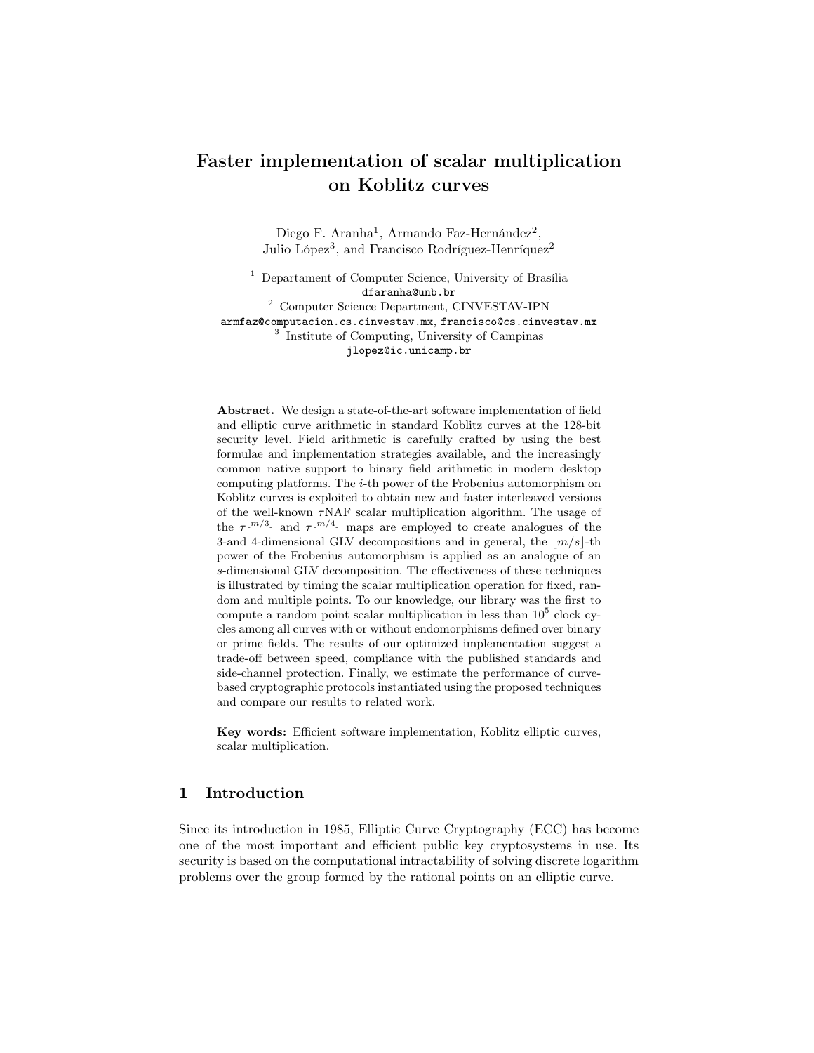# Faster implementation of scalar multiplication on Koblitz curves

Diego F. Aranha[1], Armando Faz-Hernández[2], Julio López[3], and Francisco Rodríguez-Henríquez[2]

[1] Departament of Computer Science, University of Brasília
dfaranha@unb.br

[2] Computer Science Department, CINVESTAV-IPN
armfaz@computacion.cs.cinvestav.mx, francisco@cs.cinvestav.mx

[3] Institute of Computing, University of Campinas
jlopez@ic.unicamp.br

**Abstract.** We design a state-of-the-art software implementation of field and elliptic curve arithmetic in standard Koblitz curves at the 128-bit security level. Field arithmetic is carefully crafted by using the best formulae and implementation strategies available, and the increasingly common native support to binary field arithmetic in modern desktop computing platforms. The $i$-th power of the Frobenius automorphism on Koblitz curves is exploited to obtain new and faster interleaved versions of the well-known $\tau$NAF scalar multiplication algorithm. The usage of the $\tau^{\lfloor m/3 \rfloor}$ and $\tau^{\lfloor m/4 \rfloor}$ maps are employed to create analogues of the 3-and 4-dimensional GLV decompositions and in general, the $\lfloor m/s \rfloor$-th power of the Frobenius automorphism is applied as an analogue of an $s$-dimensional GLV decomposition. The effectiveness of these techniques is illustrated by timing the scalar multiplication operation for fixed, random and multiple points. To our knowledge, our library was the first to compute a random point scalar multiplication in less than $10^5$ clock cycles among all curves with or without endomorphisms defined over binary or prime fields. The results of our optimized implementation suggest a trade-off between speed, compliance with the published standards and side-channel protection. Finally, we estimate the performance of curve-based cryptographic protocols instantiated using the proposed techniques and compare our results to related work.

**Key words:** Efficient software implementation, Koblitz elliptic curves, scalar multiplication.

## 1 Introduction

Since its introduction in 1985, Elliptic Curve Cryptography (ECC) has become one of the most important and efficient public key cryptosystems in use. Its security is based on the computational intractability of solving discrete logarithm problems over the group formed by the rational points on an elliptic curve.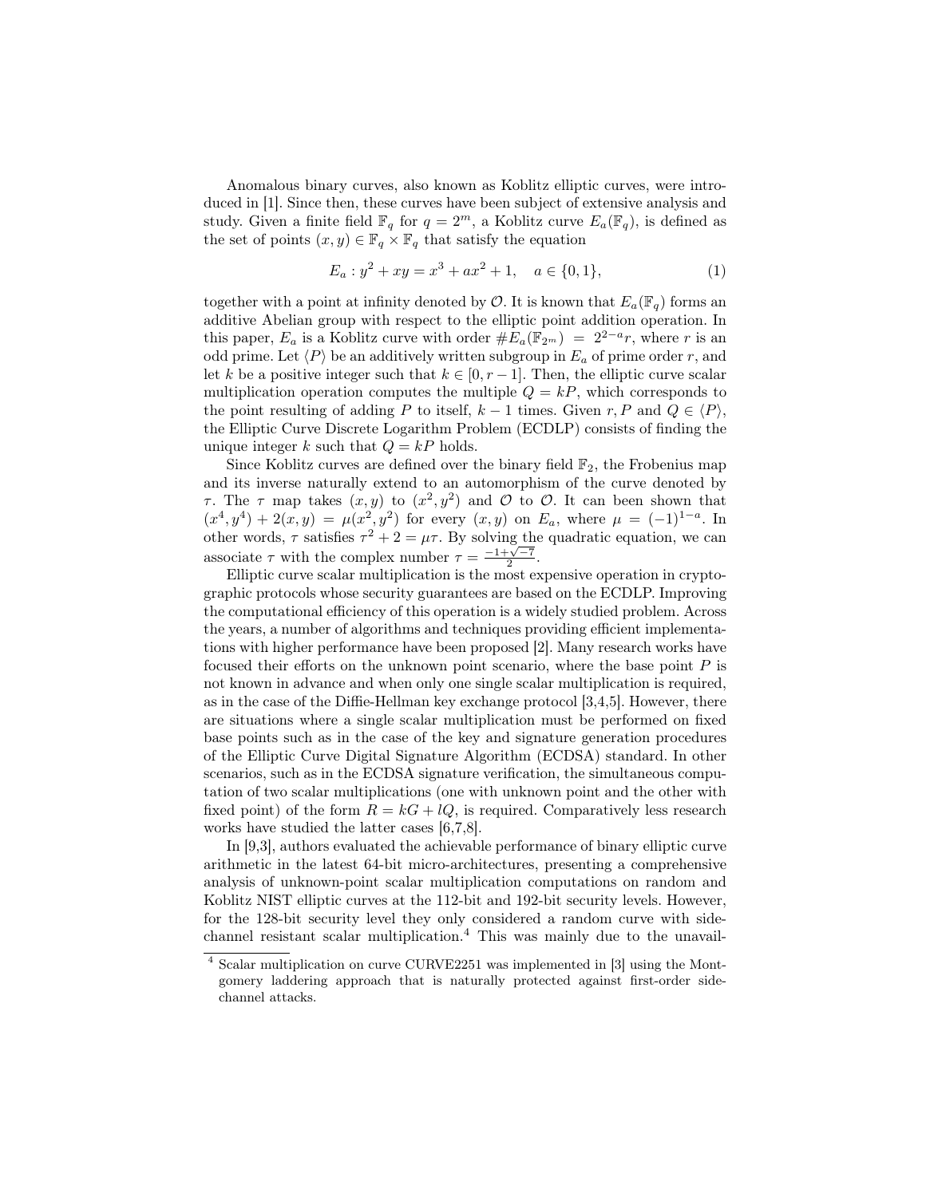Anomalous binary curves, also known as Koblitz elliptic curves, were introduced in [1]. Since then, these curves have been subject of extensive analysis and study. Given a finite field $\mathbb{F}_q$ for $q = 2^m$, a Koblitz curve $E_a(\mathbb{F}_q)$, is defined as the set of points $(x, y) \in \mathbb{F}_q \times \mathbb{F}_q$ that satisfy the equation

$$E_a : y^2 + xy = x^3 + ax^2 + 1, \quad a \in \{0, 1\}, \tag{1}$$

together with a point at infinity denoted by $\mathcal{O}$. It is known that $E_a(\mathbb{F}_q)$ forms an additive Abelian group with respect to the elliptic point addition operation. In this paper, $E_a$ is a Koblitz curve with order $\#E_a(\mathbb{F}_{2^m}) = 2^{2-a}r$, where $r$ is an odd prime. Let $\langle P \rangle$ be an additively written subgroup in $E_a$ of prime order $r$, and let $k$ be a positive integer such that $k \in [0, r-1]$. Then, the elliptic curve scalar multiplication operation computes the multiple $Q = kP$, which corresponds to the point resulting of adding $P$ to itself, $k-1$ times. Given $r, P$ and $Q \in \langle P \rangle$, the Elliptic Curve Discrete Logarithm Problem (ECDLP) consists of finding the unique integer $k$ such that $Q = kP$ holds.

Since Koblitz curves are defined over the binary field $\mathbb{F}_2$, the Frobenius map and its inverse naturally extend to an automorphism of the curve denoted by $\tau$. The $\tau$ map takes $(x, y)$ to $(x^2, y^2)$ and $\mathcal{O}$ to $\mathcal{O}$. It can been shown that $(x^4, y^4) + 2(x, y) = \mu(x^2, y^2)$ for every $(x, y)$ on $E_a$, where $\mu = (-1)^{1-a}$. In other words, $\tau$ satisfies $\tau^2 + 2 = \mu\tau$. By solving the quadratic equation, we can associate $\tau$ with the complex number $\tau = \frac{-1+\sqrt{-7}}{2}$.

Elliptic curve scalar multiplication is the most expensive operation in cryptographic protocols whose security guarantees are based on the ECDLP. Improving the computational efficiency of this operation is a widely studied problem. Across the years, a number of algorithms and techniques providing efficient implementations with higher performance have been proposed [2]. Many research works have focused their efforts on the unknown point scenario, where the base point $P$ is not known in advance and when only one single scalar multiplication is required, as in the case of the Diffie-Hellman key exchange protocol [3,4,5]. However, there are situations where a single scalar multiplication must be performed on fixed base points such as in the case of the key and signature generation procedures of the Elliptic Curve Digital Signature Algorithm (ECDSA) standard. In other scenarios, such as in the ECDSA signature verification, the simultaneous computation of two scalar multiplications (one with unknown point and the other with fixed point) of the form $R = kG + lQ$, is required. Comparatively less research works have studied the latter cases [6,7,8].

In [9,3], authors evaluated the achievable performance of binary elliptic curve arithmetic in the latest 64-bit micro-architectures, presenting a comprehensive analysis of unknown-point scalar multiplication computations on random and Koblitz NIST elliptic curves at the 112-bit and 192-bit security levels. However, for the 128-bit security level they only considered a random curve with side-channel resistant scalar multiplication.[4] This was mainly due to the unavail-

[4] Scalar multiplication on curve CURVE2251 was implemented in [3] using the Montgomery laddering approach that is naturally protected against first-order side-channel attacks.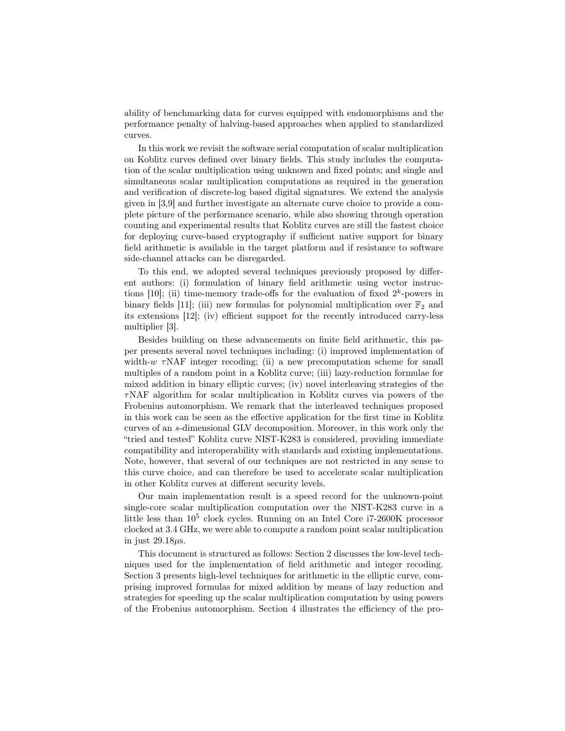ability of benchmarking data for curves equipped with endomorphisms and the performance penalty of halving-based approaches when applied to standardized curves.

In this work we revisit the software serial computation of scalar multiplication on Koblitz curves defined over binary fields. This study includes the computation of the scalar multiplication using unknown and fixed points; and single and simultaneous scalar multiplication computations as required in the generation and verification of discrete-log based digital signatures. We extend the analysis given in [3,9] and further investigate an alternate curve choice to provide a complete picture of the performance scenario, while also showing through operation counting and experimental results that Koblitz curves are still the fastest choice for deploying curve-based cryptography if sufficient native support for binary field arithmetic is available in the target platform and if resistance to software side-channel attacks can be disregarded.

To this end, we adopted several techniques previously proposed by different authors: (i) formulation of binary field arithmetic using vector instructions [10]; (ii) time-memory trade-offs for the evaluation of fixed $2^k$-powers in binary fields [11]; (iii) new formulas for polynomial multiplication over $\mathbb{F}_2$ and its extensions [12]; (iv) efficient support for the recently introduced carry-less multiplier [3].

Besides building on these advancements on finite field arithmetic, this paper presents several novel techniques including: (i) improved implementation of width-$w$ $\tau$NAF integer recoding; (ii) a new precomputation scheme for small multiples of a random point in a Koblitz curve; (iii) lazy-reduction formulae for mixed addition in binary elliptic curves; (iv) novel interleaving strategies of the $\tau$NAF algorithm for scalar multiplication in Koblitz curves via powers of the Frobenius automorphism. We remark that the interleaved techniques proposed in this work can be seen as the effective application for the first time in Koblitz curves of an $s$-dimensional GLV decomposition. Moreover, in this work only the "tried and tested" Koblitz curve NIST-K283 is considered, providing immediate compatibility and interoperability with standards and existing implementations. Note, however, that several of our techniques are not restricted in any sense to this curve choice, and can therefore be used to accelerate scalar multiplication in other Koblitz curves at different security levels.

Our main implementation result is a speed record for the unknown-point single-core scalar multiplication computation over the NIST-K283 curve in a little less than $10^5$ clock cycles. Running on an Intel Core i7-2600K processor clocked at 3.4 GHz, we were able to compute a random point scalar multiplication in just $29.18\mu$s.

This document is structured as follows: Section 2 discusses the low-level techniques used for the implementation of field arithmetic and integer recoding. Section 3 presents high-level techniques for arithmetic in the elliptic curve, comprising improved formulas for mixed addition by means of lazy reduction and strategies for speeding up the scalar multiplication computation by using powers of the Frobenius automorphism. Section 4 illustrates the efficiency of the pro-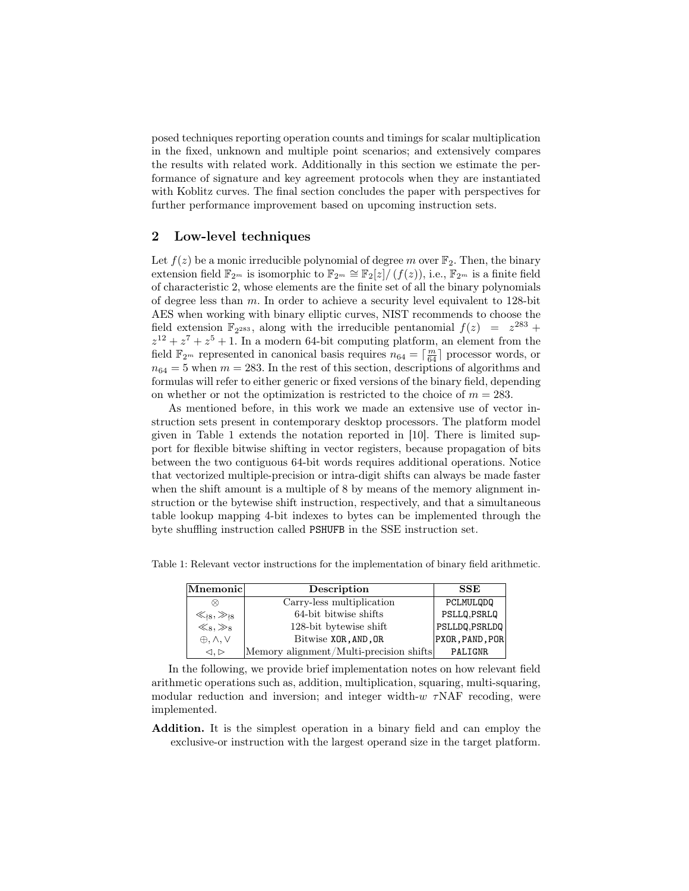posed techniques reporting operation counts and timings for scalar multiplication in the fixed, unknown and multiple point scenarios; and extensively compares the results with related work. Additionally in this section we estimate the performance of signature and key agreement protocols when they are instantiated with Koblitz curves. The final section concludes the paper with perspectives for further performance improvement based on upcoming instruction sets.

## 2 Low-level techniques

Let $f(z)$ be a monic irreducible polynomial of degree $m$ over $\mathbb{F}_2$. Then, the binary extension field $\mathbb{F}_{2^m}$ is isomorphic to $\mathbb{F}_{2^m} \cong \mathbb{F}_2[z]/(f(z))$, i.e., $\mathbb{F}_{2^m}$ is a finite field of characteristic 2, whose elements are the finite set of all the binary polynomials of degree less than $m$. In order to achieve a security level equivalent to 128-bit AES when working with binary elliptic curves, NIST recommends to choose the field extension $\mathbb{F}_{2^{283}}$, along with the irreducible pentanomial $f(z) = z^{283} + z^{12} + z^7 + z^5 + 1$. In a modern 64-bit computing platform, an element from the field $\mathbb{F}_{2^m}$ represented in canonical basis requires $n_{64} = \lceil \frac{m}{64} \rceil$ processor words, or $n_{64} = 5$ when $m = 283$. In the rest of this section, descriptions of algorithms and formulas will refer to either generic or fixed versions of the binary field, depending on whether or not the optimization is restricted to the choice of $m = 283$.

As mentioned before, in this work we made an extensive use of vector instruction sets present in contemporary desktop processors. The platform model given in Table 1 extends the notation reported in [10]. There is limited support for flexible bitwise shifting in vector registers, because propagation of bits between the two contiguous 64-bit words requires additional operations. Notice that vectorized multiple-precision or intra-digit shifts can always be made faster when the shift amount is a multiple of 8 by means of the memory alignment instruction or the bytewise shift instruction, respectively, and that a simultaneous table lookup mapping 4-bit indexes to bytes can be implemented through the byte shuffling instruction called PSHUFB in the SSE instruction set.

Table 1: Relevant vector instructions for the implementation of binary field arithmetic.

| Mnemonic | Description | SSE |
|---|---|---|
| $\otimes$ | Carry-less multiplication | PCLMULQDQ |
| $\ll_{\nmid 8}, \gg_{\nmid 8}$ | 64-bit bitwise shifts | PSLLQ,PSRLQ |
| $\ll_8, \gg_8$ | 128-bit bytewise shift | PSLLDQ,PSRLDQ |
| $\oplus, \wedge, \vee$ | Bitwise XOR,AND,OR | PXOR,PAND,POR |
| $\lhd, \rhd$ | Memory alignment/Multi-precision shifts | PALIGNR |

In the following, we provide brief implementation notes on how relevant field arithmetic operations such as, addition, multiplication, squaring, multi-squaring, modular reduction and inversion; and integer width-$w$ $\tau$NAF recoding, were implemented.

**Addition.** It is the simplest operation in a binary field and can employ the exclusive-or instruction with the largest operand size in the target platform.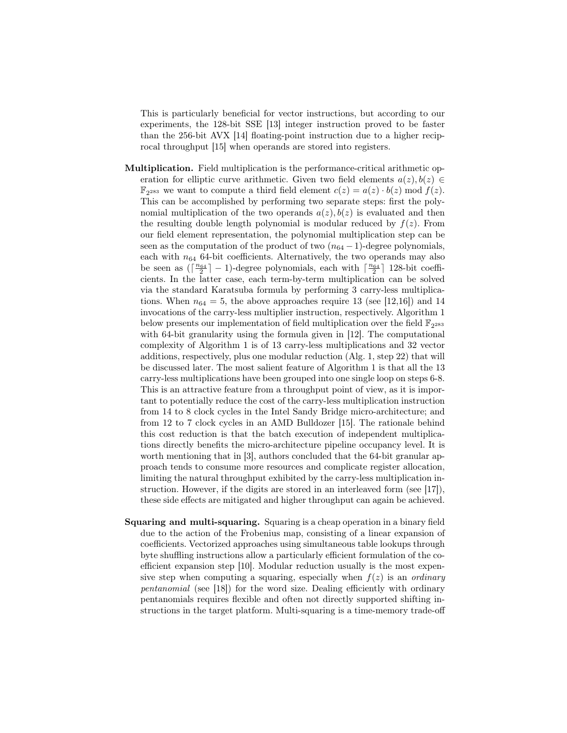This is particularly beneficial for vector instructions, but according to our experiments, the 128-bit SSE [13] integer instruction proved to be faster than the 256-bit AVX [14] floating-point instruction due to a higher reciprocal throughput [15] when operands are stored into registers.

**Multiplication.** Field multiplication is the performance-critical arithmetic operation for elliptic curve arithmetic. Given two field elements $a(z), b(z) \in \mathbb{F}_{2^{283}}$ we want to compute a third field element $c(z) = a(z) \cdot b(z) \bmod f(z)$. This can be accomplished by performing two separate steps: first the polynomial multiplication of the two operands $a(z), b(z)$ is evaluated and then the resulting double length polynomial is modular reduced by $f(z)$. From our field element representation, the polynomial multiplication step can be seen as the computation of the product of two $(n_{64} - 1)$-degree polynomials, each with $n_{64}$ 64-bit coefficients. Alternatively, the two operands may also be seen as $(\lceil \frac{n_{64}}{2} \rceil - 1)$-degree polynomials, each with $\lceil \frac{n_{64}}{2} \rceil$ 128-bit coefficients. In the latter case, each term-by-term multiplication can be solved via the standard Karatsuba formula by performing 3 carry-less multiplications. When $n_{64} = 5$, the above approaches require 13 (see [12,16]) and 14 invocations of the carry-less multiplier instruction, respectively. Algorithm 1 below presents our implementation of field multiplication over the field $\mathbb{F}_{2^{283}}$ with 64-bit granularity using the formula given in [12]. The computational complexity of Algorithm 1 is of 13 carry-less multiplications and 32 vector additions, respectively, plus one modular reduction (Alg. 1, step 22) that will be discussed later. The most salient feature of Algorithm 1 is that all the 13 carry-less multiplications have been grouped into one single loop on steps 6-8. This is an attractive feature from a throughput point of view, as it is important to potentially reduce the cost of the carry-less multiplication instruction from 14 to 8 clock cycles in the Intel Sandy Bridge micro-architecture; and from 12 to 7 clock cycles in an AMD Bulldozer [15]. The rationale behind this cost reduction is that the batch execution of independent multiplications directly benefits the micro-architecture pipeline occupancy level. It is worth mentioning that in [3], authors concluded that the 64-bit granular approach tends to consume more resources and complicate register allocation, limiting the natural throughput exhibited by the carry-less multiplication instruction. However, if the digits are stored in an interleaved form (see [17]), these side effects are mitigated and higher throughput can again be achieved.

**Squaring and multi-squaring.** Squaring is a cheap operation in a binary field due to the action of the Frobenius map, consisting of a linear expansion of coefficients. Vectorized approaches using simultaneous table lookups through byte shuffling instructions allow a particularly efficient formulation of the coefficient expansion step [10]. Modular reduction usually is the most expensive step when computing a squaring, especially when $f(z)$ is an *ordinary pentanomial* (see [18]) for the word size. Dealing efficiently with ordinary pentanomials requires flexible and often not directly supported shifting instructions in the target platform. Multi-squaring is a time-memory trade-off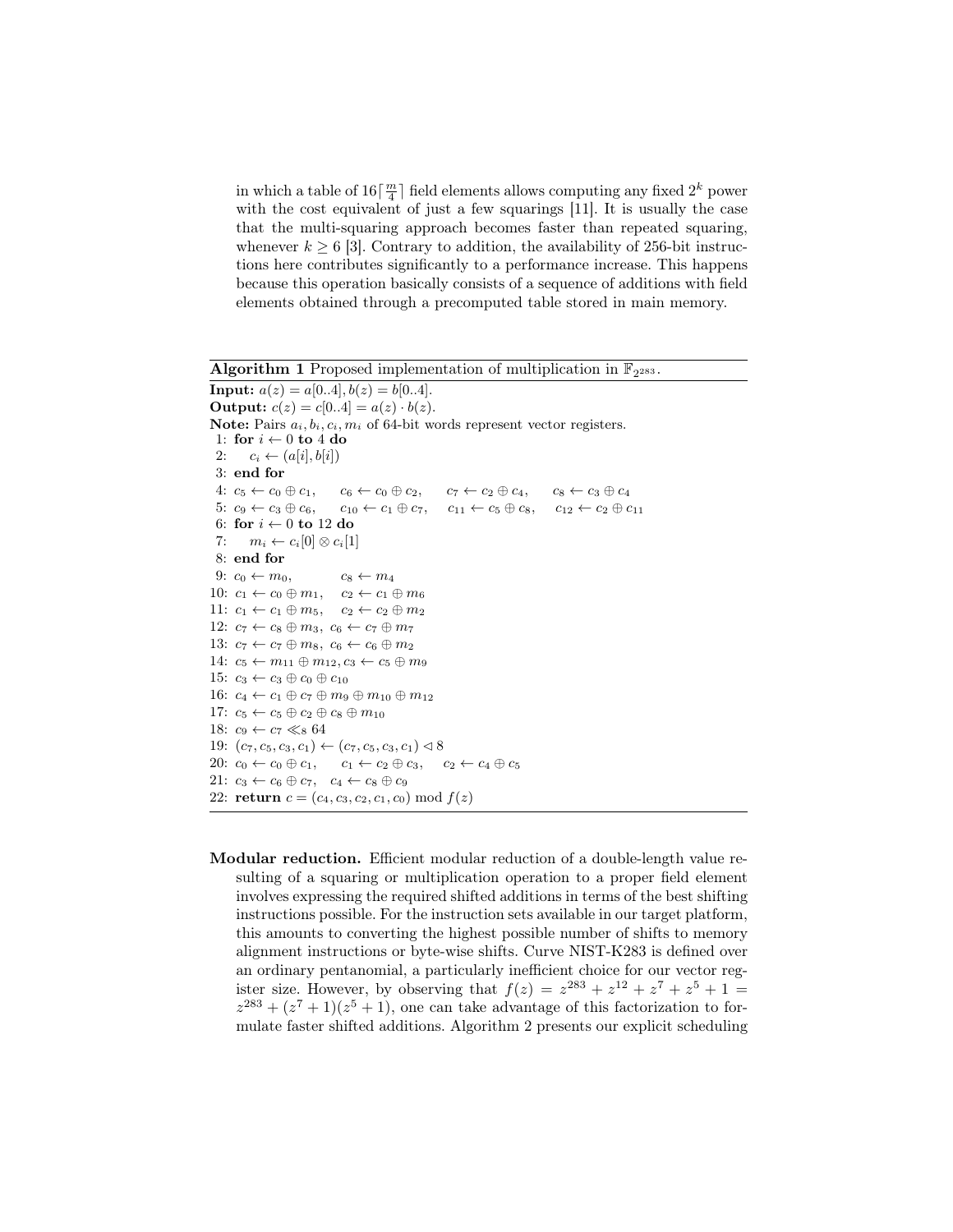in which a table of $16\lceil \frac{m}{4} \rceil$ field elements allows computing any fixed $2^k$ power with the cost equivalent of just a few squarings [11]. It is usually the case that the multi-squaring approach becomes faster than repeated squaring, whenever $k \geq 6$ [3]. Contrary to addition, the availability of 256-bit instructions here contributes significantly to a performance increase. This happens because this operation basically consists of a sequence of additions with field elements obtained through a precomputed table stored in main memory.

**Algorithm 1** Proposed implementation of multiplication in $\mathbb{F}_{2^{283}}$.

**Input:** $a(z) = a[0..4], b(z) = b[0..4]$.
**Output:** $c(z) = c[0..4] = a(z) \cdot b(z)$.
**Note:** Pairs $a_i, b_i, c_i, m_i$ of 64-bit words represent vector registers.

1: **for** $i \leftarrow 0$ **to** 4 **do**
2: $\quad c_i \leftarrow (a[i], b[i])$
3: **end for**
4: $c_5 \leftarrow c_0 \oplus c_1, \quad c_6 \leftarrow c_0 \oplus c_2, \quad c_7 \leftarrow c_2 \oplus c_4, \quad c_8 \leftarrow c_3 \oplus c_4$
5: $c_9 \leftarrow c_3 \oplus c_6, \quad c_{10} \leftarrow c_1 \oplus c_7, \quad c_{11} \leftarrow c_5 \oplus c_8, \quad c_{12} \leftarrow c_2 \oplus c_{11}$
6: **for** $i \leftarrow 0$ **to** 12 **do**
7: $\quad m_i \leftarrow c_i[0] \otimes c_i[1]$
8: **end for**
9: $c_0 \leftarrow m_0, \quad c_8 \leftarrow m_4$
10: $c_1 \leftarrow c_0 \oplus m_1, \quad c_2 \leftarrow c_1 \oplus m_6$
11: $c_1 \leftarrow c_1 \oplus m_5, \quad c_2 \leftarrow c_2 \oplus m_2$
12: $c_7 \leftarrow c_8 \oplus m_3, \ c_6 \leftarrow c_7 \oplus m_7$
13: $c_7 \leftarrow c_7 \oplus m_8, \ c_6 \leftarrow c_6 \oplus m_2$
14: $c_5 \leftarrow m_{11} \oplus m_{12}, c_3 \leftarrow c_5 \oplus m_9$
15: $c_3 \leftarrow c_3 \oplus c_0 \oplus c_{10}$
16: $c_4 \leftarrow c_1 \oplus c_7 \oplus m_9 \oplus m_{10} \oplus m_{12}$
17: $c_5 \leftarrow c_5 \oplus c_2 \oplus c_8 \oplus m_{10}$
18: $c_9 \leftarrow c_7 \ll_8 64$
19: $(c_7, c_5, c_3, c_1) \leftarrow (c_7, c_5, c_3, c_1) \lhd 8$
20: $c_0 \leftarrow c_0 \oplus c_1, \quad c_1 \leftarrow c_2 \oplus c_3, \quad c_2 \leftarrow c_4 \oplus c_5$
21: $c_3 \leftarrow c_6 \oplus c_7, \quad c_4 \leftarrow c_8 \oplus c_9$
22: **return** $c = (c_4, c_3, c_2, c_1, c_0) \bmod f(z)$

**Modular reduction.** Efficient modular reduction of a double-length value resulting of a squaring or multiplication operation to a proper field element involves expressing the required shifted additions in terms of the best shifting instructions possible. For the instruction sets available in our target platform, this amounts to converting the highest possible number of shifts to memory alignment instructions or byte-wise shifts. Curve NIST-K283 is defined over an ordinary pentanomial, a particularly inefficient choice for our vector register size. However, by observing that $f(z) = z^{283} + z^{12} + z^7 + z^5 + 1 = z^{283} + (z^7 + 1)(z^5 + 1)$, one can take advantage of this factorization to formulate faster shifted additions. Algorithm 2 presents our explicit scheduling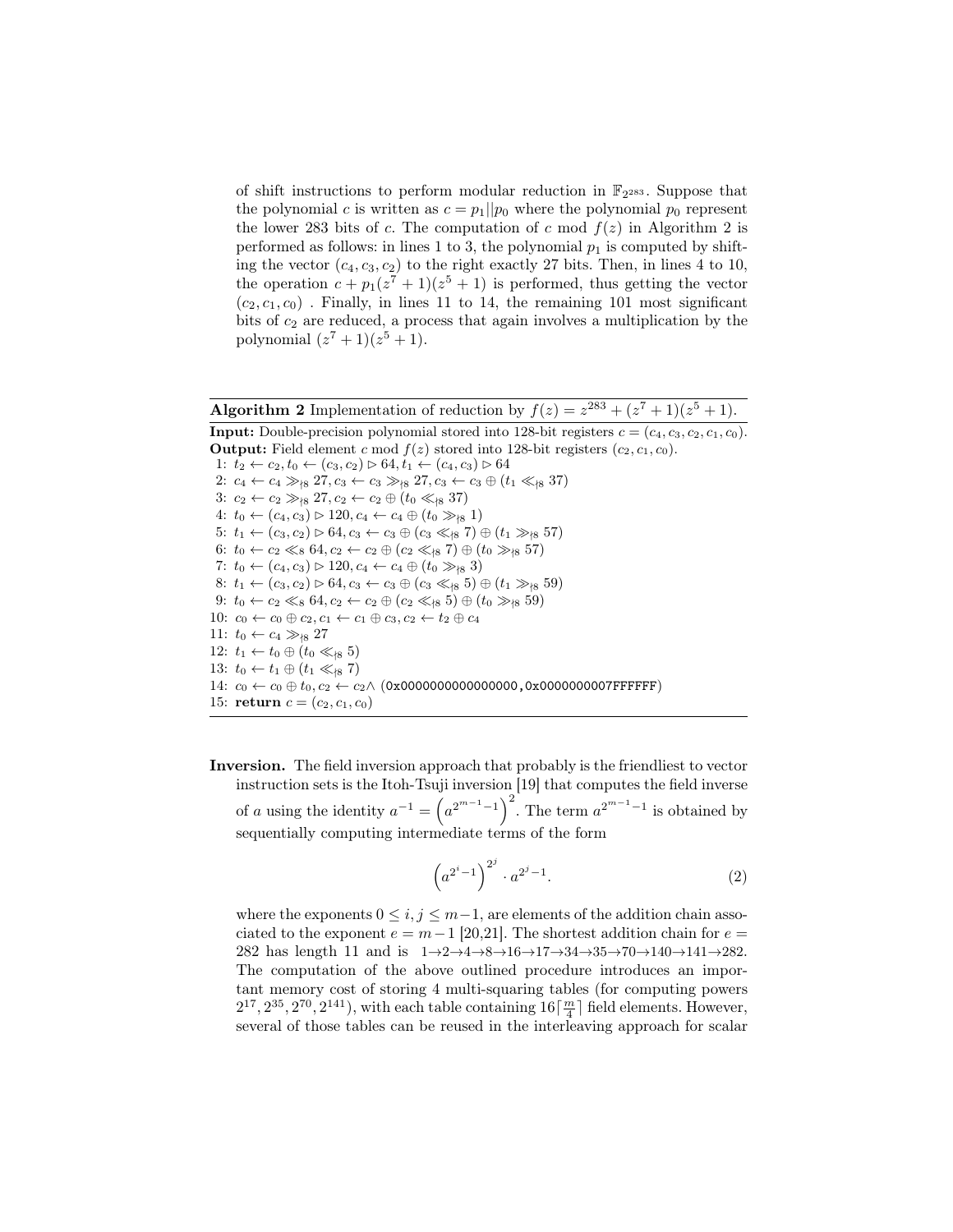of shift instructions to perform modular reduction in $\mathbb{F}_{2^{283}}$. Suppose that the polynomial $c$ is written as $c = p_1||p_0$ where the polynomial $p_0$ represent the lower 283 bits of $c$. The computation of $c \bmod f(z)$ in Algorithm 2 is performed as follows: in lines 1 to 3, the polynomial $p_1$ is computed by shifting the vector $(c_4, c_3, c_2)$ to the right exactly 27 bits. Then, in lines 4 to 10, the operation $c + p_1(z^7 + 1)(z^5 + 1)$ is performed, thus getting the vector $(c_2, c_1, c_0)$ . Finally, in lines 11 to 14, the remaining 101 most significant bits of $c_2$ are reduced, a process that again involves a multiplication by the polynomial $(z^7 + 1)(z^5 + 1)$.

**Algorithm 2** Implementation of reduction by $f(z) = z^{283} + (z^7 + 1)(z^5 + 1)$.

**Input:** Double-precision polynomial stored into 128-bit registers $c = (c_4, c_3, c_2, c_1, c_0)$.
**Output:** Field element $c \bmod f(z)$ stored into 128-bit registers $(c_2, c_1, c_0)$.

1: $t_2 \leftarrow c_2, t_0 \leftarrow (c_3, c_2) \rhd 64, t_1 \leftarrow (c_4, c_3) \rhd 64$
2: $c_4 \leftarrow c_4 \gg_{\nmid 8} 27, c_3 \leftarrow c_3 \gg_{\nmid 8} 27, c_3 \leftarrow c_3 \oplus (t_1 \ll_{\nmid 8} 37)$
3: $c_2 \leftarrow c_2 \gg_{\nmid 8} 27, c_2 \leftarrow c_2 \oplus (t_0 \ll_{\nmid 8} 37)$
4: $t_0 \leftarrow (c_4, c_3) \rhd 120, c_4 \leftarrow c_4 \oplus (t_0 \gg_{\nmid 8} 1)$
5: $t_1 \leftarrow (c_3, c_2) \rhd 64, c_3 \leftarrow c_3 \oplus (c_3 \ll_{\nmid 8} 7) \oplus (t_1 \gg_{\nmid 8} 57)$
6: $t_0 \leftarrow c_2 \ll_8 64, c_2 \leftarrow c_2 \oplus (c_2 \ll_{\nmid 8} 7) \oplus (t_0 \gg_{\nmid 8} 57)$
7: $t_0 \leftarrow (c_4, c_3) \rhd 120, c_4 \leftarrow c_4 \oplus (t_0 \gg_{\nmid 8} 3)$
8: $t_1 \leftarrow (c_3, c_2) \rhd 64, c_3 \leftarrow c_3 \oplus (c_3 \ll_{\nmid 8} 5) \oplus (t_1 \gg_{\nmid 8} 59)$
9: $t_0 \leftarrow c_2 \ll_8 64, c_2 \leftarrow c_2 \oplus (c_2 \ll_{\nmid 8} 5) \oplus (t_0 \gg_{\nmid 8} 59)$
10: $c_0 \leftarrow c_0 \oplus c_2, c_1 \leftarrow c_1 \oplus c_3, c_2 \leftarrow t_2 \oplus c_4$
11: $t_0 \leftarrow c_4 \gg_{\nmid 8} 27$
12: $t_1 \leftarrow t_0 \oplus (t_0 \ll_{\nmid 8} 5)$
13: $t_0 \leftarrow t_1 \oplus (t_1 \ll_{\nmid 8} 7)$
14: $c_0 \leftarrow c_0 \oplus t_0, c_2 \leftarrow c_2 \wedge$ `(0x0000000000000000,0x0000000007FFFFFF)`
15: **return** $c = (c_2, c_1, c_0)$

**Inversion.** The field inversion approach that probably is the friendliest to vector instruction sets is the Itoh-Tsuji inversion [19] that computes the field inverse of $a$ using the identity $a^{-1} = \left(a^{2^{m-1}-1}\right)^2$. The term $a^{2^{m-1}-1}$ is obtained by sequentially computing intermediate terms of the form

$$\left(a^{2^i-1}\right)^{2^j} \cdot a^{2^j-1}. \tag{2}$$

where the exponents $0 \leq i, j \leq m-1$, are elements of the addition chain associated to the exponent $e = m - 1$ [20,21]. The shortest addition chain for $e = 282$ has length 11 and is $1 \to 2 \to 4 \to 8 \to 16 \to 17 \to 34 \to 35 \to 70 \to 140 \to 141 \to 282$. The computation of the above outlined procedure introduces an important memory cost of storing 4 multi-squaring tables (for computing powers $2^{17}, 2^{35}, 2^{70}, 2^{141}$), with each table containing $16\lceil \frac{m}{4} \rceil$ field elements. However, several of those tables can be reused in the interleaving approach for scalar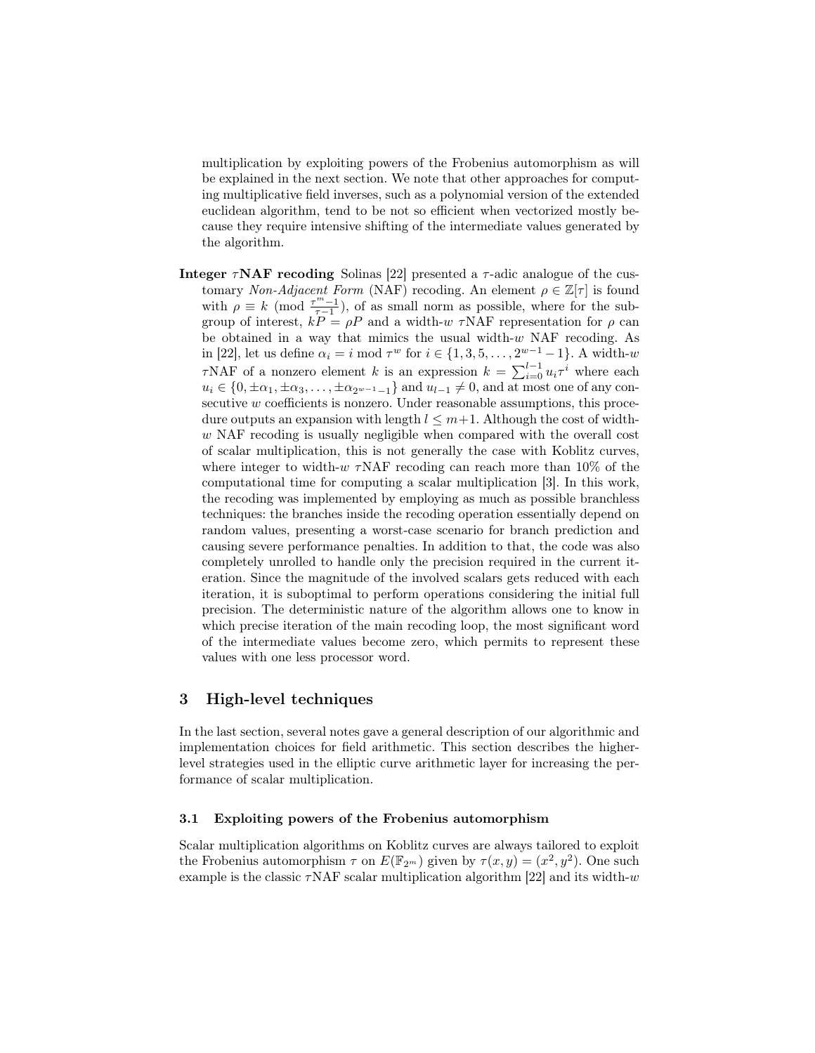multiplication by exploiting powers of the Frobenius automorphism as will be explained in the next section. We note that other approaches for computing multiplicative field inverses, such as a polynomial version of the extended euclidean algorithm, tend to be not so efficient when vectorized mostly because they require intensive shifting of the intermediate values generated by the algorithm.

**Integer $\tau$NAF recoding** Solinas [22] presented a $\tau$-adic analogue of the customary *Non-Adjacent Form* (NAF) recoding. An element $\rho \in \mathbb{Z}[\tau]$ is found with $\rho \equiv k \pmod{\frac{\tau^m-1}{\tau-1}}$, of as small norm as possible, where for the subgroup of interest, $kP = \rho P$ and a width-$w$ $\tau$NAF representation for $\rho$ can be obtained in a way that mimics the usual width-$w$ NAF recoding. As in [22], let us define $\alpha_i = i \bmod \tau^w$ for $i \in \{1, 3, 5, \ldots, 2^{w-1} - 1\}$. A width-$w$ $\tau$NAF of a nonzero element $k$ is an expression $k = \sum_{i=0}^{l-1} u_i \tau^i$ where each $u_i \in \{0, \pm\alpha_1, \pm\alpha_3, \ldots, \pm\alpha_{2^{w-1}-1}\}$ and $u_{l-1} \neq 0$, and at most one of any consecutive $w$ coefficients is nonzero. Under reasonable assumptions, this procedure outputs an expansion with length $l \leq m+1$. Although the cost of width-$w$ NAF recoding is usually negligible when compared with the overall cost of scalar multiplication, this is not generally the case with Koblitz curves, where integer to width-$w$ $\tau$NAF recoding can reach more than 10% of the computational time for computing a scalar multiplication [3]. In this work, the recoding was implemented by employing as much as possible branchless techniques: the branches inside the recoding operation essentially depend on random values, presenting a worst-case scenario for branch prediction and causing severe performance penalties. In addition to that, the code was also completely unrolled to handle only the precision required in the current iteration. Since the magnitude of the involved scalars gets reduced with each iteration, it is suboptimal to perform operations considering the initial full precision. The deterministic nature of the algorithm allows one to know in which precise iteration of the main recoding loop, the most significant word of the intermediate values become zero, which permits to represent these values with one less processor word.

## 3 High-level techniques

In the last section, several notes gave a general description of our algorithmic and implementation choices for field arithmetic. This section describes the higher-level strategies used in the elliptic curve arithmetic layer for increasing the performance of scalar multiplication.

### 3.1 Exploiting powers of the Frobenius automorphism

Scalar multiplication algorithms on Koblitz curves are always tailored to exploit the Frobenius automorphism $\tau$ on $E(\mathbb{F}_{2^m})$ given by $\tau(x, y) = (x^2, y^2)$. One such example is the classic $\tau$NAF scalar multiplication algorithm [22] and its width-$w$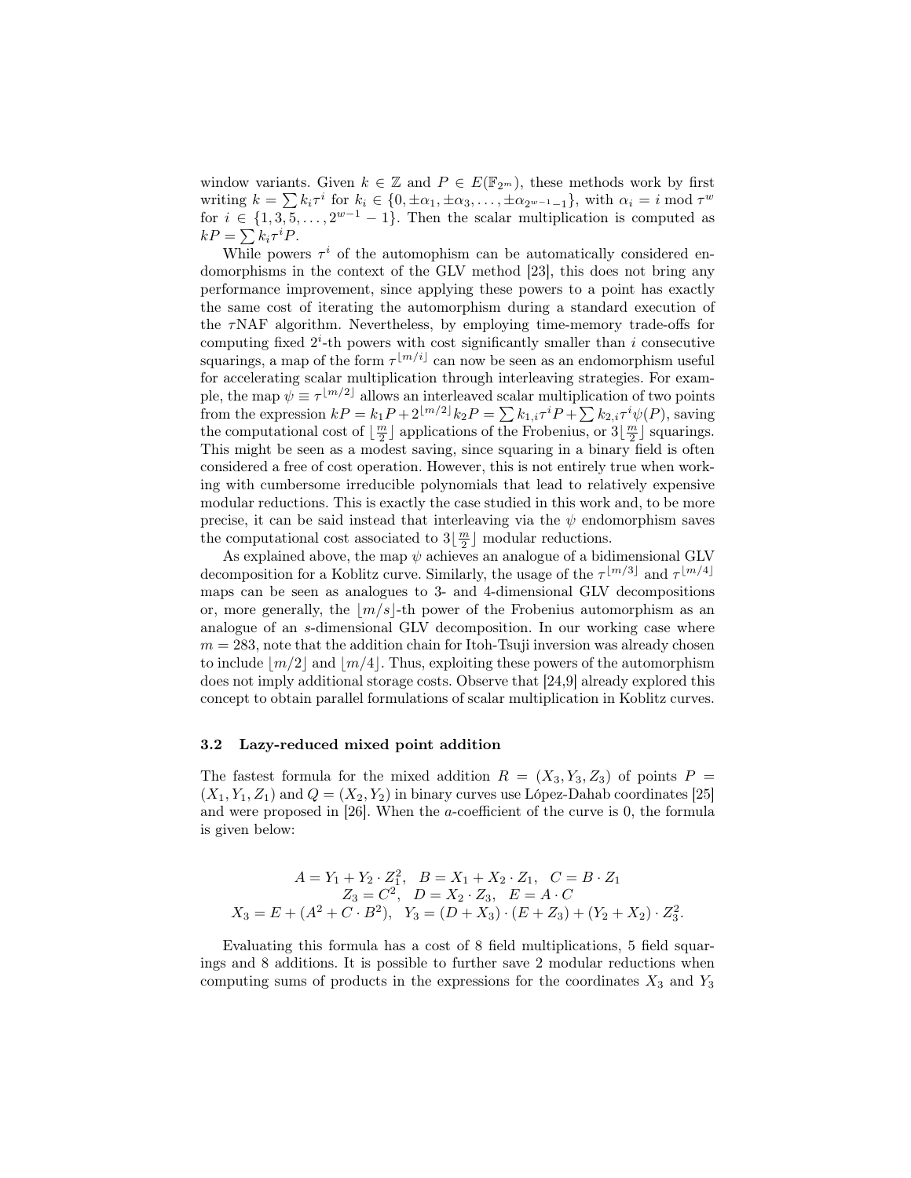window variants. Given $k \in \mathbb{Z}$ and $P \in E(\mathbb{F}_{2^m})$, these methods work by first writing $k = \sum k_i \tau^i$ for $k_i \in \{0, \pm\alpha_1, \pm\alpha_3, \ldots, \pm\alpha_{2^{w-1}-1}\}$, with $\alpha_i = i \bmod \tau^w$ for $i \in \{1, 3, 5, \ldots, 2^{w-1} - 1\}$. Then the scalar multiplication is computed as $kP = \sum k_i \tau^i P$.

While powers $\tau^i$ of the automophism can be automatically considered endomorphisms in the context of the GLV method [23], this does not bring any performance improvement, since applying these powers to a point has exactly the same cost of iterating the automorphism during a standard execution of the $\tau$NAF algorithm. Nevertheless, by employing time-memory trade-offs for computing fixed $2^i$-th powers with cost significantly smaller than $i$ consecutive squarings, a map of the form $\tau^{\lfloor m/i \rfloor}$ can now be seen as an endomorphism useful for accelerating scalar multiplication through interleaving strategies. For example, the map $\psi \equiv \tau^{\lfloor m/2 \rfloor}$ allows an interleaved scalar multiplication of two points from the expression $kP = k_1 P + 2^{\lfloor m/2 \rfloor} k_2 P = \sum k_{1,i} \tau^i P + \sum k_{2,i} \tau^i \psi(P)$, saving the computational cost of $\lfloor \frac{m}{2} \rfloor$ applications of the Frobenius, or $3\lfloor \frac{m}{2} \rfloor$ squarings. This might be seen as a modest saving, since squaring in a binary field is often considered a free of cost operation. However, this is not entirely true when working with cumbersome irreducible polynomials that lead to relatively expensive modular reductions. This is exactly the case studied in this work and, to be more precise, it can be said instead that interleaving via the $\psi$ endomorphism saves the computational cost associated to $3\lfloor \frac{m}{2} \rfloor$ modular reductions.

As explained above, the map $\psi$ achieves an analogue of a bidimensional GLV decomposition for a Koblitz curve. Similarly, the usage of the $\tau^{\lfloor m/3 \rfloor}$ and $\tau^{\lfloor m/4 \rfloor}$ maps can be seen as analogues to 3- and 4-dimensional GLV decompositions or, more generally, the $\lfloor m/s \rfloor$-th power of the Frobenius automorphism as an analogue of an $s$-dimensional GLV decomposition. In our working case where $m = 283$, note that the addition chain for Itoh-Tsuji inversion was already chosen to include $\lfloor m/2 \rfloor$ and $\lfloor m/4 \rfloor$. Thus, exploiting these powers of the automorphism does not imply additional storage costs. Observe that [24,9] already explored this concept to obtain parallel formulations of scalar multiplication in Koblitz curves.

### 3.2 Lazy-reduced mixed point addition

The fastest formula for the mixed addition $R = (X_3, Y_3, Z_3)$ of points $P = (X_1, Y_1, Z_1)$ and $Q = (X_2, Y_2)$ in binary curves use López-Dahab coordinates [25] and were proposed in [26]. When the $a$-coefficient of the curve is 0, the formula is given below:

$$
\begin{gathered}
A = Y_1 + Y_2 \cdot Z_1^2, \quad B = X_1 + X_2 \cdot Z_1, \quad C = B \cdot Z_1 \\
Z_3 = C^2, \quad D = X_2 \cdot Z_3, \quad E = A \cdot C \\
X_3 = E + (A^2 + C \cdot B^2), \quad Y_3 = (D + X_3) \cdot (E + Z_3) + (Y_2 + X_2) \cdot Z_3^2.
\end{gathered}
$$

Evaluating this formula has a cost of 8 field multiplications, 5 field squarings and 8 additions. It is possible to further save 2 modular reductions when computing sums of products in the expressions for the coordinates $X_3$ and $Y_3$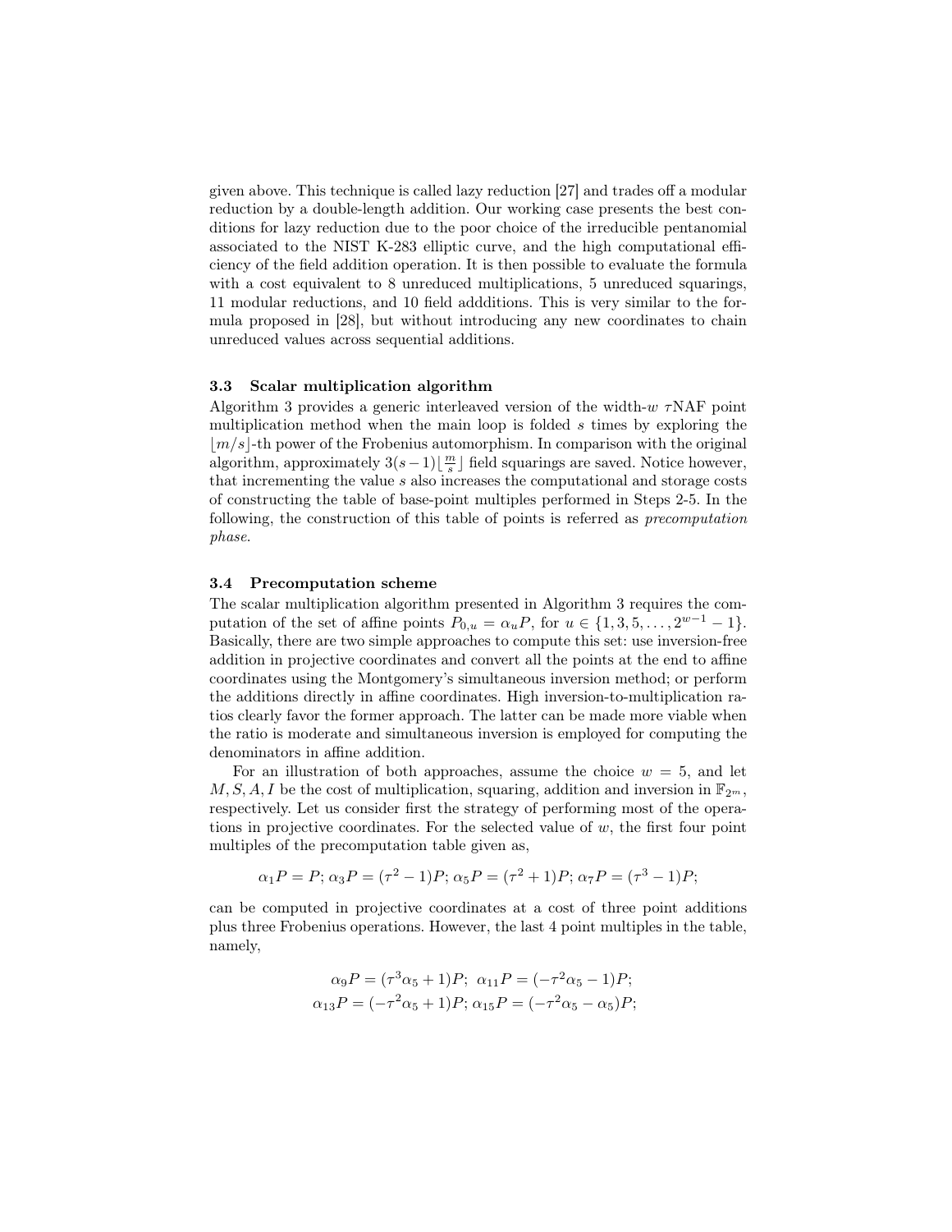given above. This technique is called lazy reduction [27] and trades off a modular reduction by a double-length addition. Our working case presents the best conditions for lazy reduction due to the poor choice of the irreducible pentanomial associated to the NIST K-283 elliptic curve, and the high computational efficiency of the field addition operation. It is then possible to evaluate the formula with a cost equivalent to 8 unreduced multiplications, 5 unreduced squarings, 11 modular reductions, and 10 field addditions. This is very similar to the formula proposed in [28], but without introducing any new coordinates to chain unreduced values across sequential additions.

### 3.3 Scalar multiplication algorithm

Algorithm 3 provides a generic interleaved version of the width-$w$ $\tau$NAF point multiplication method when the main loop is folded $s$ times by exploring the $\lfloor m/s \rfloor$-th power of the Frobenius automorphism. In comparison with the original algorithm, approximately $3(s-1)\lfloor \frac{m}{s} \rfloor$ field squarings are saved. Notice however, that incrementing the value $s$ also increases the computational and storage costs of constructing the table of base-point multiples performed in Steps 2-5. In the following, the construction of this table of points is referred as *precomputation phase*.

### 3.4 Precomputation scheme

The scalar multiplication algorithm presented in Algorithm 3 requires the computation of the set of affine points $P_{0,u} = \alpha_u P$, for $u \in \{1, 3, 5, \ldots, 2^{w-1} - 1\}$. Basically, there are two simple approaches to compute this set: use inversion-free addition in projective coordinates and convert all the points at the end to affine coordinates using the Montgomery's simultaneous inversion method; or perform the additions directly in affine coordinates. High inversion-to-multiplication ratios clearly favor the former approach. The latter can be made more viable when the ratio is moderate and simultaneous inversion is employed for computing the denominators in affine addition.

For an illustration of both approaches, assume the choice $w = 5$, and let $M, S, A, I$ be the cost of multiplication, squaring, addition and inversion in $\mathbb{F}_{2^m}$, respectively. Let us consider first the strategy of performing most of the operations in projective coordinates. For the selected value of $w$, the first four point multiples of the precomputation table given as,

$$\alpha_1 P = P; \alpha_3 P = (\tau^2 - 1)P; \alpha_5 P = (\tau^2 + 1)P; \alpha_7 P = (\tau^3 - 1)P;$$

can be computed in projective coordinates at a cost of three point additions plus three Frobenius operations. However, the last 4 point multiples in the table, namely,

$$\alpha_9 P = (\tau^3 \alpha_5 + 1)P;\ \ \alpha_{11} P = (-\tau^2 \alpha_5 - 1)P;$$
$$\alpha_{13} P = (-\tau^2 \alpha_5 + 1)P; \alpha_{15} P = (-\tau^2 \alpha_5 - \alpha_5)P;$$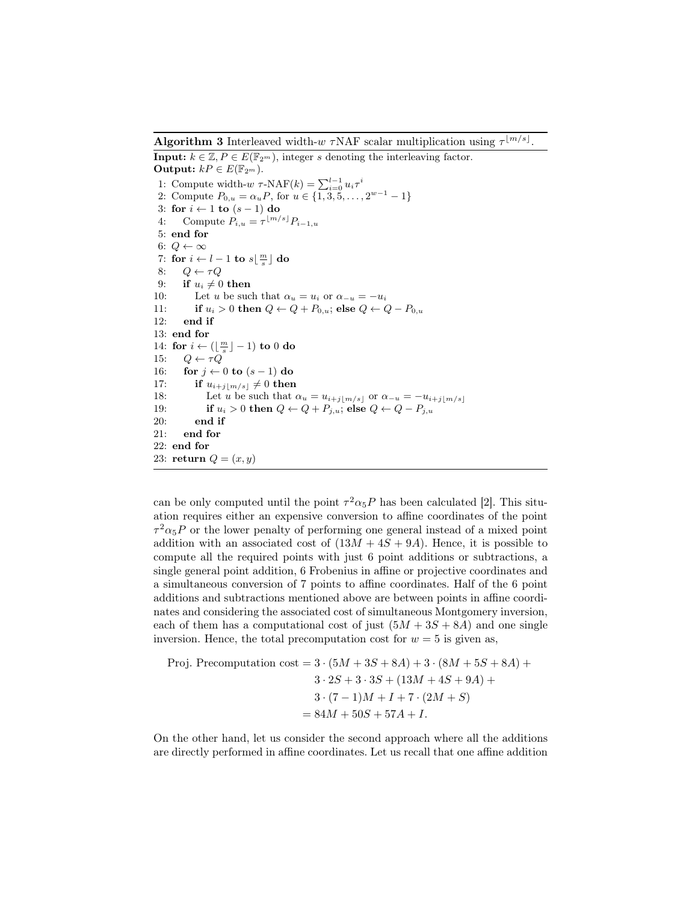**Algorithm 3** Interleaved width-$w$ $\tau$NAF scalar multiplication using $\tau^{\lfloor m/s \rfloor}$.

**Input:** $k \in \mathbb{Z}, P \in E(\mathbb{F}_{2^m})$, integer $s$ denoting the interleaving factor.
**Output:** $kP \in E(\mathbb{F}_{2^m})$.

1: Compute width-$w$ $\tau$-NAF$(k) = \sum_{i=0}^{l-1} u_i \tau^i$
2: Compute $P_{0,u} = \alpha_u P$, for $u \in \{1, 3, 5, \ldots, 2^{w-1} - 1\}$
3: **for** $i \leftarrow 1$ **to** $(s-1)$ **do**
4: $\quad$ Compute $P_{i,u} = \tau^{\lfloor m/s \rfloor} P_{i-1,u}$
5: **end for**
6: $Q \leftarrow \infty$
7: **for** $i \leftarrow l-1$ **to** $s\lfloor \frac{m}{s} \rfloor$ **do**
8: $\quad Q \leftarrow \tau Q$
9: $\quad$ **if** $u_i \neq 0$ **then**
10: $\quad\quad$ Let $u$ be such that $\alpha_u = u_i$ or $\alpha_{-u} = -u_i$
11: $\quad\quad$ **if** $u_i > 0$ **then** $Q \leftarrow Q + P_{0,u}$; **else** $Q \leftarrow Q - P_{0,u}$
12: $\quad$ **end if**
13: **end for**
14: **for** $i \leftarrow (\lfloor \frac{m}{s} \rfloor - 1)$ **to** 0 **do**
15: $\quad Q \leftarrow \tau Q$
16: $\quad$ **for** $j \leftarrow 0$ **to** $(s-1)$ **do**
17: $\quad\quad$ **if** $u_{i+j\lfloor m/s \rfloor} \neq 0$ **then**
18: $\quad\quad\quad$ Let $u$ be such that $\alpha_u = u_{i+j\lfloor m/s \rfloor}$ or $\alpha_{-u} = -u_{i+j\lfloor m/s \rfloor}$
19: $\quad\quad\quad$ **if** $u_i > 0$ **then** $Q \leftarrow Q + P_{j,u}$; **else** $Q \leftarrow Q - P_{j,u}$
20: $\quad\quad$ **end if**
21: $\quad$ **end for**
22: **end for**
23: **return** $Q = (x, y)$

can be only computed until the point $\tau^2 \alpha_5 P$ has been calculated [2]. This situation requires either an expensive conversion to affine coordinates of the point $\tau^2 \alpha_5 P$ or the lower penalty of performing one general instead of a mixed point addition with an associated cost of $(13M + 4S + 9A)$. Hence, it is possible to compute all the required points with just 6 point additions or subtractions, a single general point addition, 6 Frobenius in affine or projective coordinates and a simultaneous conversion of 7 points to affine coordinates. Half of the 6 point additions and subtractions mentioned above are between points in affine coordinates and considering the associated cost of simultaneous Montgomery inversion, each of them has a computational cost of just $(5M + 3S + 8A)$ and one single inversion. Hence, the total precomputation cost for $w = 5$ is given as,

$$
\begin{aligned}
\text{Proj. Precomputation cost} &= 3 \cdot (5M + 3S + 8A) + 3 \cdot (8M + 5S + 8A) + \\
&\quad 3 \cdot 2S + 3 \cdot 3S + (13M + 4S + 9A) + \\
&\quad 3 \cdot (7-1)M + I + 7 \cdot (2M + S) \\
&= 84M + 50S + 57A + I.
\end{aligned}
$$

On the other hand, let us consider the second approach where all the additions are directly performed in affine coordinates. Let us recall that one affine addition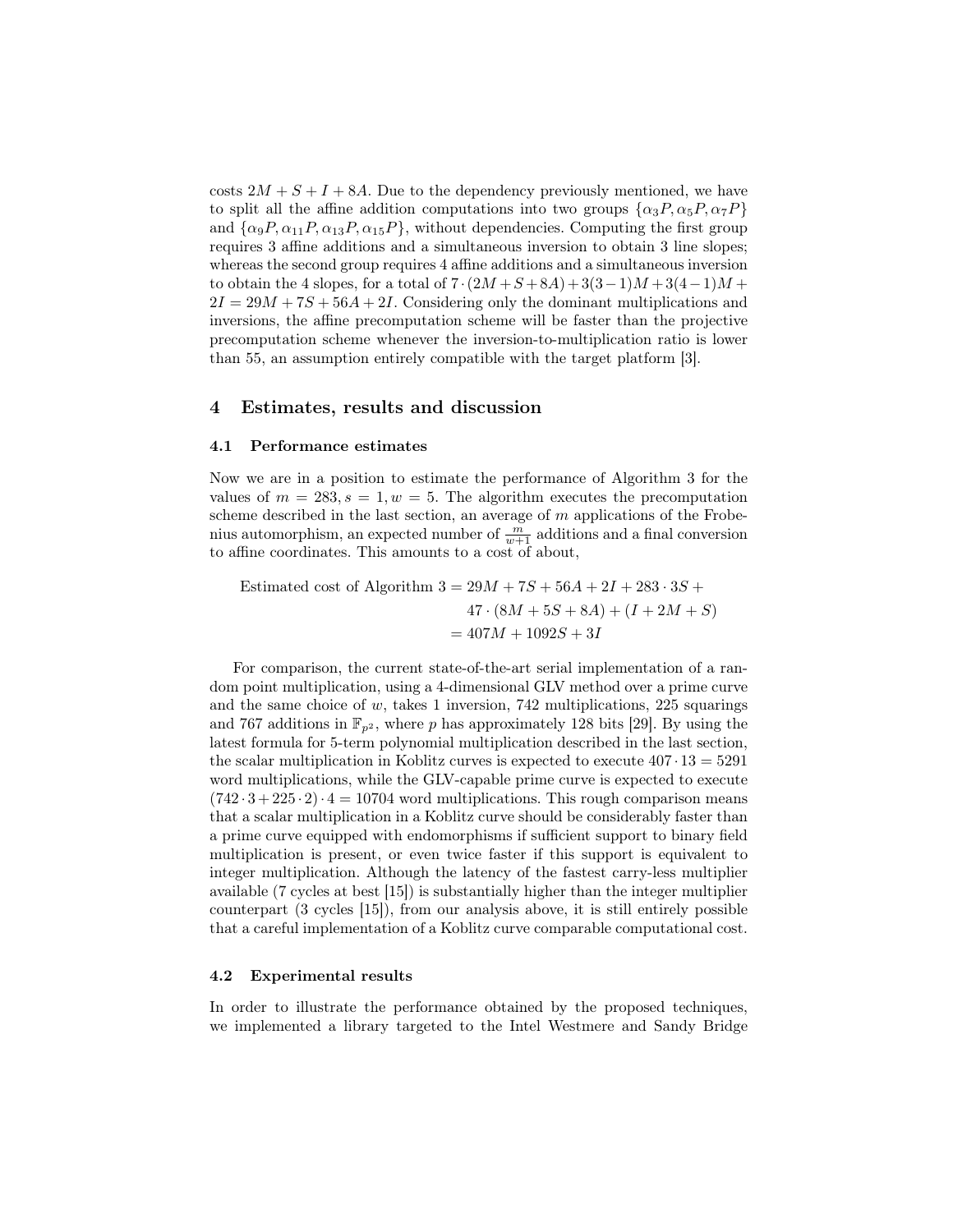costs $2M + S + I + 8A$. Due to the dependency previously mentioned, we have to split all the affine addition computations into two groups $\{\alpha_3 P, \alpha_5 P, \alpha_7 P\}$ and $\{\alpha_9 P, \alpha_{11} P, \alpha_{13} P, \alpha_{15} P\}$, without dependencies. Computing the first group requires 3 affine additions and a simultaneous inversion to obtain 3 line slopes; whereas the second group requires 4 affine additions and a simultaneous inversion to obtain the 4 slopes, for a total of $7 \cdot (2M + S + 8A) + 3(3-1)M + 3(4-1)M + 2I = 29M + 7S + 56A + 2I$. Considering only the dominant multiplications and inversions, the affine precomputation scheme will be faster than the projective precomputation scheme whenever the inversion-to-multiplication ratio is lower than 55, an assumption entirely compatible with the target platform [3].

## 4 Estimates, results and discussion

### 4.1 Performance estimates

Now we are in a position to estimate the performance of Algorithm 3 for the values of $m = 283, s = 1, w = 5$. The algorithm executes the precomputation scheme described in the last section, an average of $m$ applications of the Frobenius automorphism, an expected number of $\frac{m}{w+1}$ additions and a final conversion to affine coordinates. This amounts to a cost of about,

$$
\begin{aligned}
\text{Estimated cost of Algorithm 3} &= 29M + 7S + 56A + 2I + 283 \cdot 3S + \\
&\quad 47 \cdot (8M + 5S + 8A) + (I + 2M + S) \\
&= 407M + 1092S + 3I
\end{aligned}
$$

For comparison, the current state-of-the-art serial implementation of a random point multiplication, using a 4-dimensional GLV method over a prime curve and the same choice of $w$, takes 1 inversion, 742 multiplications, 225 squarings and 767 additions in $\mathbb{F}_{p^2}$, where $p$ has approximately 128 bits [29]. By using the latest formula for 5-term polynomial multiplication described in the last section, the scalar multiplication in Koblitz curves is expected to execute $407 \cdot 13 = 5291$ word multiplications, while the GLV-capable prime curve is expected to execute $(742 \cdot 3 + 225 \cdot 2) \cdot 4 = 10704$ word multiplications. This rough comparison means that a scalar multiplication in a Koblitz curve should be considerably faster than a prime curve equipped with endomorphisms if sufficient support to binary field multiplication is present, or even twice faster if this support is equivalent to integer multiplication. Although the latency of the fastest carry-less multiplier available (7 cycles at best [15]) is substantially higher than the integer multiplier counterpart (3 cycles [15]), from our analysis above, it is still entirely possible that a careful implementation of a Koblitz curve comparable computational cost.

### 4.2 Experimental results

In order to illustrate the performance obtained by the proposed techniques, we implemented a library targeted to the Intel Westmere and Sandy Bridge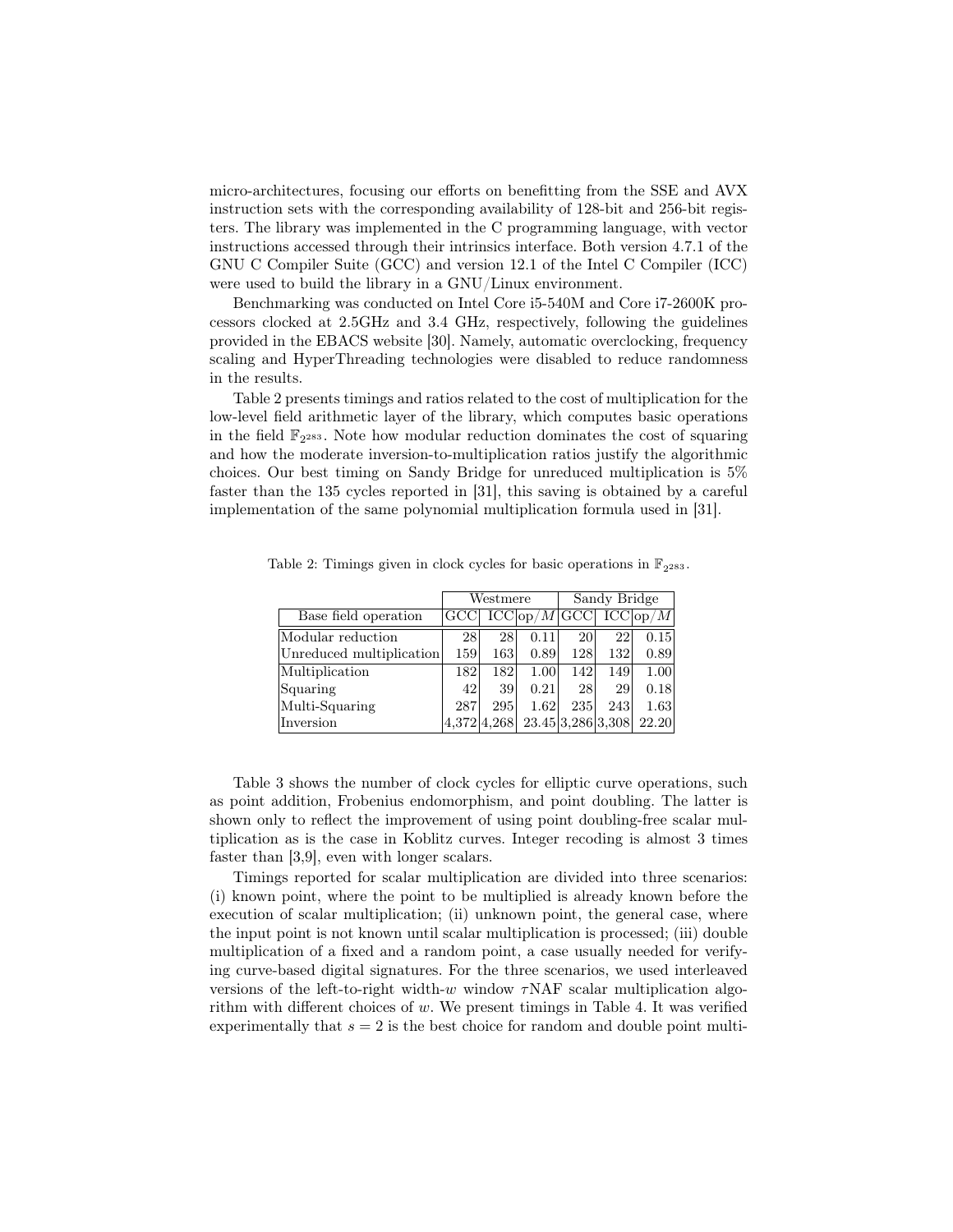micro-architectures, focusing our efforts on benefitting from the SSE and AVX instruction sets with the corresponding availability of 128-bit and 256-bit registers. The library was implemented in the C programming language, with vector instructions accessed through their intrinsics interface. Both version 4.7.1 of the GNU C Compiler Suite (GCC) and version 12.1 of the Intel C Compiler (ICC) were used to build the library in a GNU/Linux environment.

Benchmarking was conducted on Intel Core i5-540M and Core i7-2600K processors clocked at 2.5GHz and 3.4 GHz, respectively, following the guidelines provided in the EBACS website [30]. Namely, automatic overclocking, frequency scaling and HyperThreading technologies were disabled to reduce randomness in the results.

Table 2 presents timings and ratios related to the cost of multiplication for the low-level field arithmetic layer of the library, which computes basic operations in the field $\mathbb{F}_{2^{283}}$. Note how modular reduction dominates the cost of squaring and how the moderate inversion-to-multiplication ratios justify the algorithmic choices. Our best timing on Sandy Bridge for unreduced multiplication is 5% faster than the 135 cycles reported in [31], this saving is obtained by a careful implementation of the same polynomial multiplication formula used in [31].

Table 2: Timings given in clock cycles for basic operations in $\mathbb{F}_{2^{283}}$.

| | Westmere | | | Sandy Bridge | | |
|---|---|---|---|---|---|---|
| Base field operation | GCC | ICC | op/$M$ | GCC | ICC | op/$M$ |
| Modular reduction | 28 | 28 | 0.11 | 20 | 22 | 0.15 |
| Unreduced multiplication | 159 | 163 | 0.89 | 128 | 132 | 0.89 |
| Multiplication | 182 | 182 | 1.00 | 142 | 149 | 1.00 |
| Squaring | 42 | 39 | 0.21 | 28 | 29 | 0.18 |
| Multi-Squaring | 287 | 295 | 1.62 | 235 | 243 | 1.63 |
| Inversion | 4,372 | 4,268 | 23.45 | 3,286 | 3,308 | 22.20 |

Table 3 shows the number of clock cycles for elliptic curve operations, such as point addition, Frobenius endomorphism, and point doubling. The latter is shown only to reflect the improvement of using point doubling-free scalar multiplication as is the case in Koblitz curves. Integer recoding is almost 3 times faster than [3,9], even with longer scalars.

Timings reported for scalar multiplication are divided into three scenarios: (i) known point, where the point to be multiplied is already known before the execution of scalar multiplication; (ii) unknown point, the general case, where the input point is not known until scalar multiplication is processed; (iii) double multiplication of a fixed and a random point, a case usually needed for verifying curve-based digital signatures. For the three scenarios, we used interleaved versions of the left-to-right width-$w$ window $\tau$NAF scalar multiplication algorithm with different choices of $w$. We present timings in Table 4. It was verified experimentally that $s = 2$ is the best choice for random and double point multi-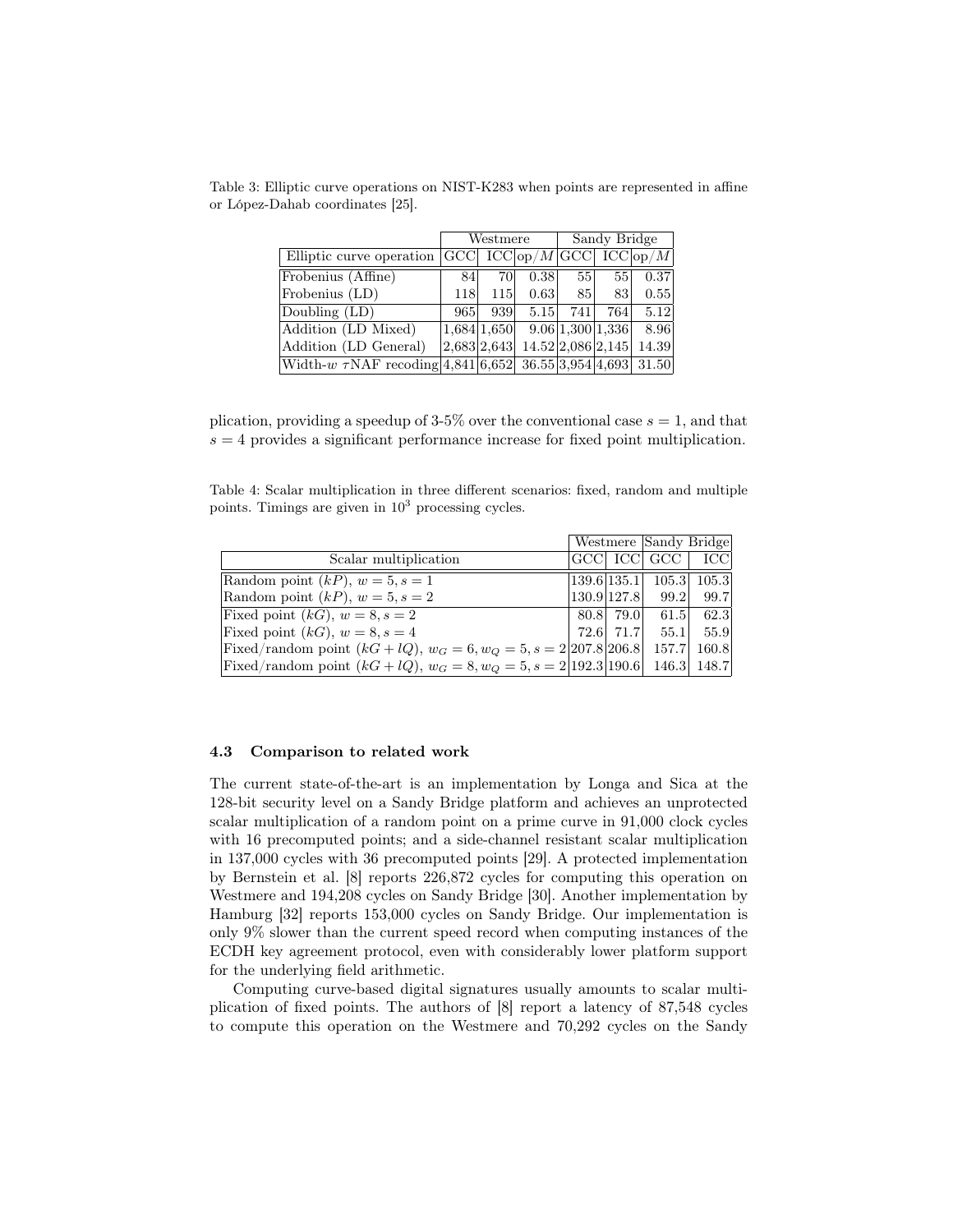Table 3: Elliptic curve operations on NIST-K283 when points are represented in affine or López-Dahab coordinates [25].

| | Westmere | | | Sandy Bridge | | |
|---|---|---|---|---|---|---|
| Elliptic curve operation | GCC | ICC | op/$M$ | GCC | ICC | op/$M$ |
| Frobenius (Affine) | 84 | 70 | 0.38 | 55 | 55 | 0.37 |
| Frobenius (LD) | 118 | 115 | 0.63 | 85 | 83 | 0.55 |
| Doubling (LD) | 965 | 939 | 5.15 | 741 | 764 | 5.12 |
| Addition (LD Mixed) | 1,684 | 1,650 | 9.06 | 1,300 | 1,336 | 8.96 |
| Addition (LD General) | 2,683 | 2,643 | 14.52 | 2,086 | 2,145 | 14.39 |
| Width-$w$ $\tau$NAF recoding | 4,841 | 6,652 | 36.55 | 3,954 | 4,693 | 31.50 |

plication, providing a speedup of 3-5% over the conventional case $s = 1$, and that $s = 4$ provides a significant performance increase for fixed point multiplication.

Table 4: Scalar multiplication in three different scenarios: fixed, random and multiple points. Timings are given in $10^3$ processing cycles.

| | Westmere | | Sandy Bridge | |
|---|---|---|---|---|
| Scalar multiplication | GCC | ICC | GCC | ICC |
| Random point ($kP$), $w = 5, s = 1$ | 139.6 | 135.1 | 105.3 | 105.3 |
| Random point ($kP$), $w = 5, s = 2$ | 130.9 | 127.8 | 99.2 | 99.7 |
| Fixed point ($kG$), $w = 8, s = 2$ | 80.8 | 79.0 | 61.5 | 62.3 |
| Fixed point ($kG$), $w = 8, s = 4$ | 72.6 | 71.7 | 55.1 | 55.9 |
| Fixed/random point ($kG + lQ$), $w_G = 6, w_Q = 5, s = 2$ | 207.8 | 206.8 | 157.7 | 160.8 |
| Fixed/random point ($kG + lQ$), $w_G = 8, w_Q = 5, s = 2$ | 192.3 | 190.6 | 146.3 | 148.7 |

### 4.3 Comparison to related work

The current state-of-the-art is an implementation by Longa and Sica at the 128-bit security level on a Sandy Bridge platform and achieves an unprotected scalar multiplication of a random point on a prime curve in 91,000 clock cycles with 16 precomputed points; and a side-channel resistant scalar multiplication in 137,000 cycles with 36 precomputed points [29]. A protected implementation by Bernstein et al. [8] reports 226,872 cycles for computing this operation on Westmere and 194,208 cycles on Sandy Bridge [30]. Another implementation by Hamburg [32] reports 153,000 cycles on Sandy Bridge. Our implementation is only 9% slower than the current speed record when computing instances of the ECDH key agreement protocol, even with considerably lower platform support for the underlying field arithmetic.

Computing curve-based digital signatures usually amounts to scalar multiplication of fixed points. The authors of [8] report a latency of 87,548 cycles to compute this operation on the Westmere and 70,292 cycles on the Sandy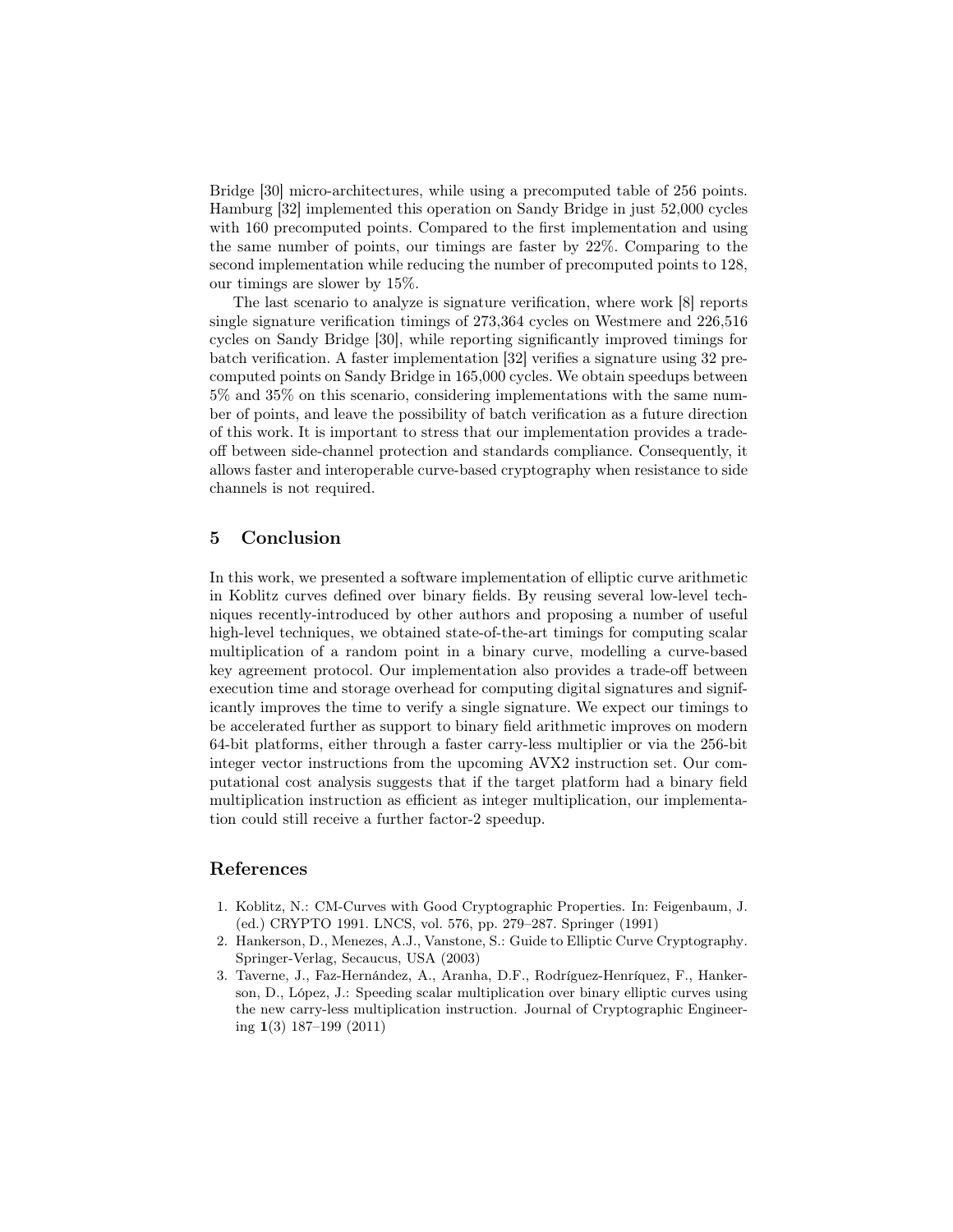Bridge [30] micro-architectures, while using a precomputed table of 256 points. Hamburg [32] implemented this operation on Sandy Bridge in just 52,000 cycles with 160 precomputed points. Compared to the first implementation and using the same number of points, our timings are faster by 22%. Comparing to the second implementation while reducing the number of precomputed points to 128, our timings are slower by 15%.

The last scenario to analyze is signature verification, where work [8] reports single signature verification timings of 273,364 cycles on Westmere and 226,516 cycles on Sandy Bridge [30], while reporting significantly improved timings for batch verification. A faster implementation [32] verifies a signature using 32 precomputed points on Sandy Bridge in 165,000 cycles. We obtain speedups between 5% and 35% on this scenario, considering implementations with the same number of points, and leave the possibility of batch verification as a future direction of this work. It is important to stress that our implementation provides a trade-off between side-channel protection and standards compliance. Consequently, it allows faster and interoperable curve-based cryptography when resistance to side channels is not required.

## 5 Conclusion

In this work, we presented a software implementation of elliptic curve arithmetic in Koblitz curves defined over binary fields. By reusing several low-level techniques recently-introduced by other authors and proposing a number of useful high-level techniques, we obtained state-of-the-art timings for computing scalar multiplication of a random point in a binary curve, modelling a curve-based key agreement protocol. Our implementation also provides a trade-off between execution time and storage overhead for computing digital signatures and significantly improves the time to verify a single signature. We expect our timings to be accelerated further as support to binary field arithmetic improves on modern 64-bit platforms, either through a faster carry-less multiplier or via the 256-bit integer vector instructions from the upcoming AVX2 instruction set. Our computational cost analysis suggests that if the target platform had a binary field multiplication instruction as efficient as integer multiplication, our implementation could still receive a further factor-2 speedup.

## References

1. Koblitz, N.: CM-Curves with Good Cryptographic Properties. In: Feigenbaum, J. (ed.) CRYPTO 1991. LNCS, vol. 576, pp. 279–287. Springer (1991)
2. Hankerson, D., Menezes, A.J., Vanstone, S.: Guide to Elliptic Curve Cryptography. Springer-Verlag, Secaucus, USA (2003)
3. Taverne, J., Faz-Hernández, A., Aranha, D.F., Rodríguez-Henríquez, F., Hankerson, D., López, J.: Speeding scalar multiplication over binary elliptic curves using the new carry-less multiplication instruction. Journal of Cryptographic Engineering **1**(3) 187–199 (2011)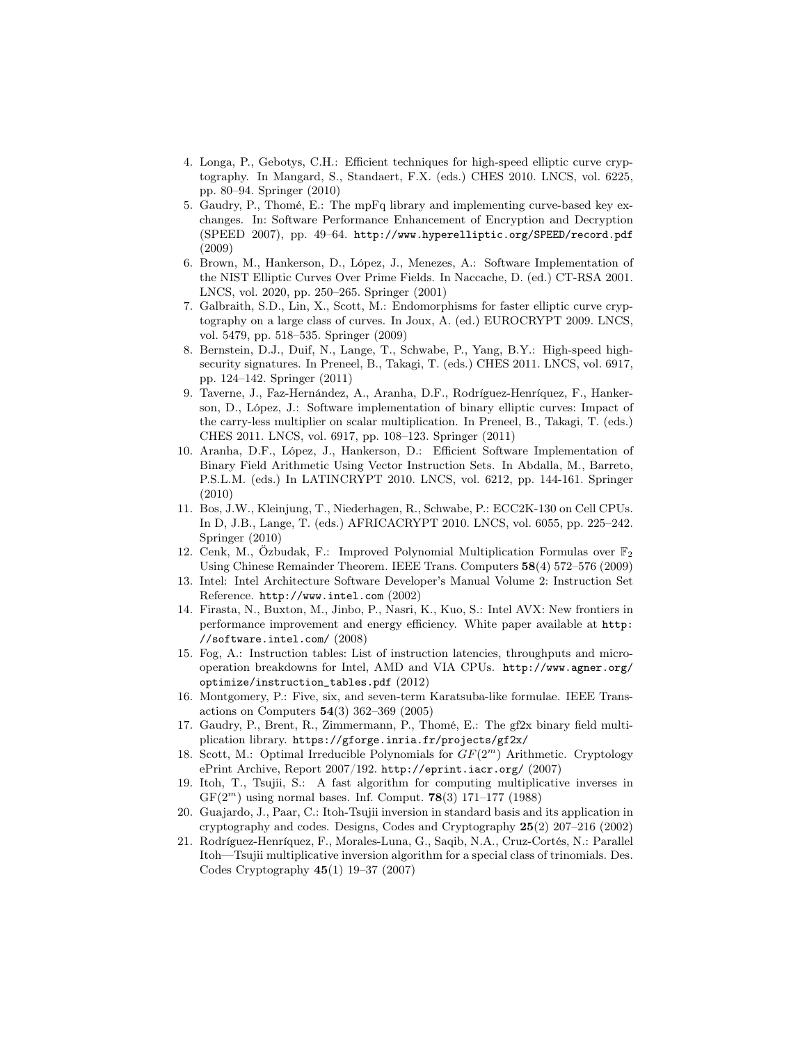4. Longa, P., Gebotys, C.H.: Efficient techniques for high-speed elliptic curve cryptography. In Mangard, S., Standaert, F.X. (eds.) CHES 2010. LNCS, vol. 6225, pp. 80–94. Springer (2010)
5. Gaudry, P., Thomé, E.: The mpFq library and implementing curve-based key exchanges. In: Software Performance Enhancement of Encryption and Decryption (SPEED 2007), pp. 49–64. http://www.hyperelliptic.org/SPEED/record.pdf (2009)
6. Brown, M., Hankerson, D., López, J., Menezes, A.: Software Implementation of the NIST Elliptic Curves Over Prime Fields. In Naccache, D. (ed.) CT-RSA 2001. LNCS, vol. 2020, pp. 250–265. Springer (2001)
7. Galbraith, S.D., Lin, X., Scott, M.: Endomorphisms for faster elliptic curve cryptography on a large class of curves. In Joux, A. (ed.) EUROCRYPT 2009. LNCS, vol. 5479, pp. 518–535. Springer (2009)
8. Bernstein, D.J., Duif, N., Lange, T., Schwabe, P., Yang, B.Y.: High-speed high-security signatures. In Preneel, B., Takagi, T. (eds.) CHES 2011. LNCS, vol. 6917, pp. 124–142. Springer (2011)
9. Taverne, J., Faz-Hernández, A., Aranha, D.F., Rodríguez-Henríquez, F., Hankerson, D., López, J.: Software implementation of binary elliptic curves: Impact of the carry-less multiplier on scalar multiplication. In Preneel, B., Takagi, T. (eds.) CHES 2011. LNCS, vol. 6917, pp. 108–123. Springer (2011)
10. Aranha, D.F., López, J., Hankerson, D.: Efficient Software Implementation of Binary Field Arithmetic Using Vector Instruction Sets. In Abdalla, M., Barreto, P.S.L.M. (eds.) In LATINCRYPT 2010. LNCS, vol. 6212, pp. 144-161. Springer (2010)
11. Bos, J.W., Kleinjung, T., Niederhagen, R., Schwabe, P.: ECC2K-130 on Cell CPUs. In D, J.B., Lange, T. (eds.) AFRICACRYPT 2010. LNCS, vol. 6055, pp. 225–242. Springer (2010)
12. Cenk, M., Özbudak, F.: Improved Polynomial Multiplication Formulas over $\mathbb{F}_2$ Using Chinese Remainder Theorem. IEEE Trans. Computers **58**(4) 572–576 (2009)
13. Intel: Intel Architecture Software Developer's Manual Volume 2: Instruction Set Reference. http://www.intel.com (2002)
14. Firasta, N., Buxton, M., Jinbo, P., Nasri, K., Kuo, S.: Intel AVX: New frontiers in performance improvement and energy efficiency. White paper available at http://software.intel.com/ (2008)
15. Fog, A.: Instruction tables: List of instruction latencies, throughputs and micro-operation breakdowns for Intel, AMD and VIA CPUs. http://www.agner.org/optimize/instruction_tables.pdf (2012)
16. Montgomery, P.: Five, six, and seven-term Karatsuba-like formulae. IEEE Transactions on Computers **54**(3) 362–369 (2005)
17. Gaudry, P., Brent, R., Zimmermann, P., Thomé, E.: The gf2x binary field multiplication library. https://gforge.inria.fr/projects/gf2x/
18. Scott, M.: Optimal Irreducible Polynomials for $GF(2^m)$ Arithmetic. Cryptology ePrint Archive, Report 2007/192. http://eprint.iacr.org/ (2007)
19. Itoh, T., Tsujii, S.: A fast algorithm for computing multiplicative inverses in $\mathrm{GF}(2^m)$ using normal bases. Inf. Comput. **78**(3) 171–177 (1988)
20. Guajardo, J., Paar, C.: Itoh-Tsujii inversion in standard basis and its application in cryptography and codes. Designs, Codes and Cryptography **25**(2) 207–216 (2002)
21. Rodríguez-Henríquez, F., Morales-Luna, G., Saqib, N.A., Cruz-Cortés, N.: Parallel Itoh—Tsujii multiplicative inversion algorithm for a special class of trinomials. Des. Codes Cryptography **45**(1) 19–37 (2007)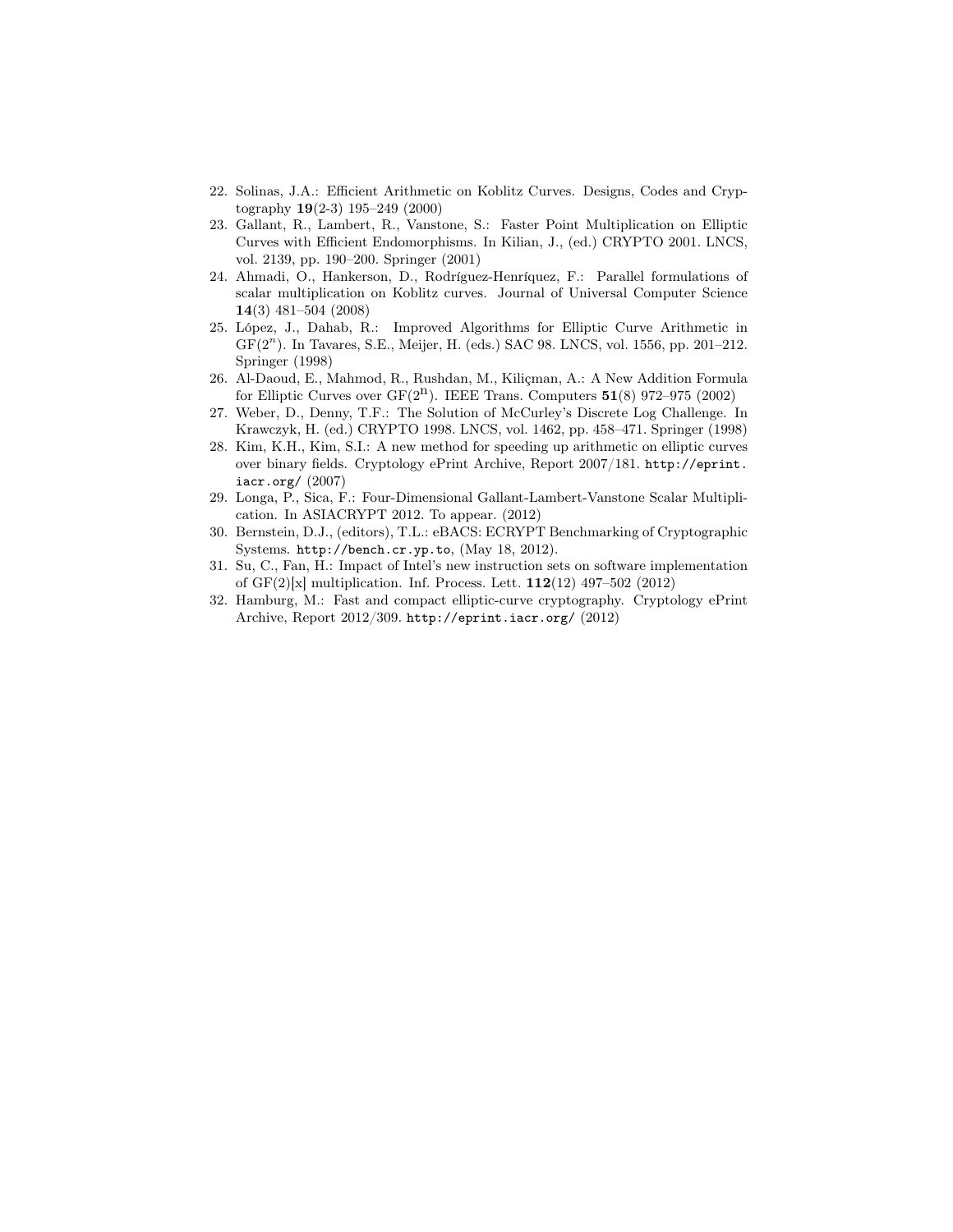22. Solinas, J.A.: Efficient Arithmetic on Koblitz Curves. Designs, Codes and Cryptography **19**(2-3) 195–249 (2000)
23. Gallant, R., Lambert, R., Vanstone, S.: Faster Point Multiplication on Elliptic Curves with Efficient Endomorphisms. In Kilian, J., (ed.) CRYPTO 2001. LNCS, vol. 2139, pp. 190–200. Springer (2001)
24. Ahmadi, O., Hankerson, D., Rodríguez-Henríquez, F.: Parallel formulations of scalar multiplication on Koblitz curves. Journal of Universal Computer Science **14**(3) 481–504 (2008)
25. López, J., Dahab, R.: Improved Algorithms for Elliptic Curve Arithmetic in $\mathrm{GF}(2^n)$. In Tavares, S.E., Meijer, H. (eds.) SAC 98. LNCS, vol. 1556, pp. 201–212. Springer (1998)
26. Al-Daoud, E., Mahmod, R., Rushdan, M., Kiliçman, A.: A New Addition Formula for Elliptic Curves over $\mathrm{GF}(2^{\mathrm{n}})$. IEEE Trans. Computers **51**(8) 972–975 (2002)
27. Weber, D., Denny, T.F.: The Solution of McCurley's Discrete Log Challenge. In Krawczyk, H. (ed.) CRYPTO 1998. LNCS, vol. 1462, pp. 458–471. Springer (1998)
28. Kim, K.H., Kim, S.I.: A new method for speeding up arithmetic on elliptic curves over binary fields. Cryptology ePrint Archive, Report 2007/181. `http://eprint.iacr.org/` (2007)
29. Longa, P., Sica, F.: Four-Dimensional Gallant-Lambert-Vanstone Scalar Multiplication. In ASIACRYPT 2012. To appear. (2012)
30. Bernstein, D.J., (editors), T.L.: eBACS: ECRYPT Benchmarking of Cryptographic Systems. `http://bench.cr.yp.to`, (May 18, 2012).
31. Su, C., Fan, H.: Impact of Intel's new instruction sets on software implementation of GF(2)[x] multiplication. Inf. Process. Lett. **112**(12) 497–502 (2012)
32. Hamburg, M.: Fast and compact elliptic-curve cryptography. Cryptology ePrint Archive, Report 2012/309. `http://eprint.iacr.org/` (2012)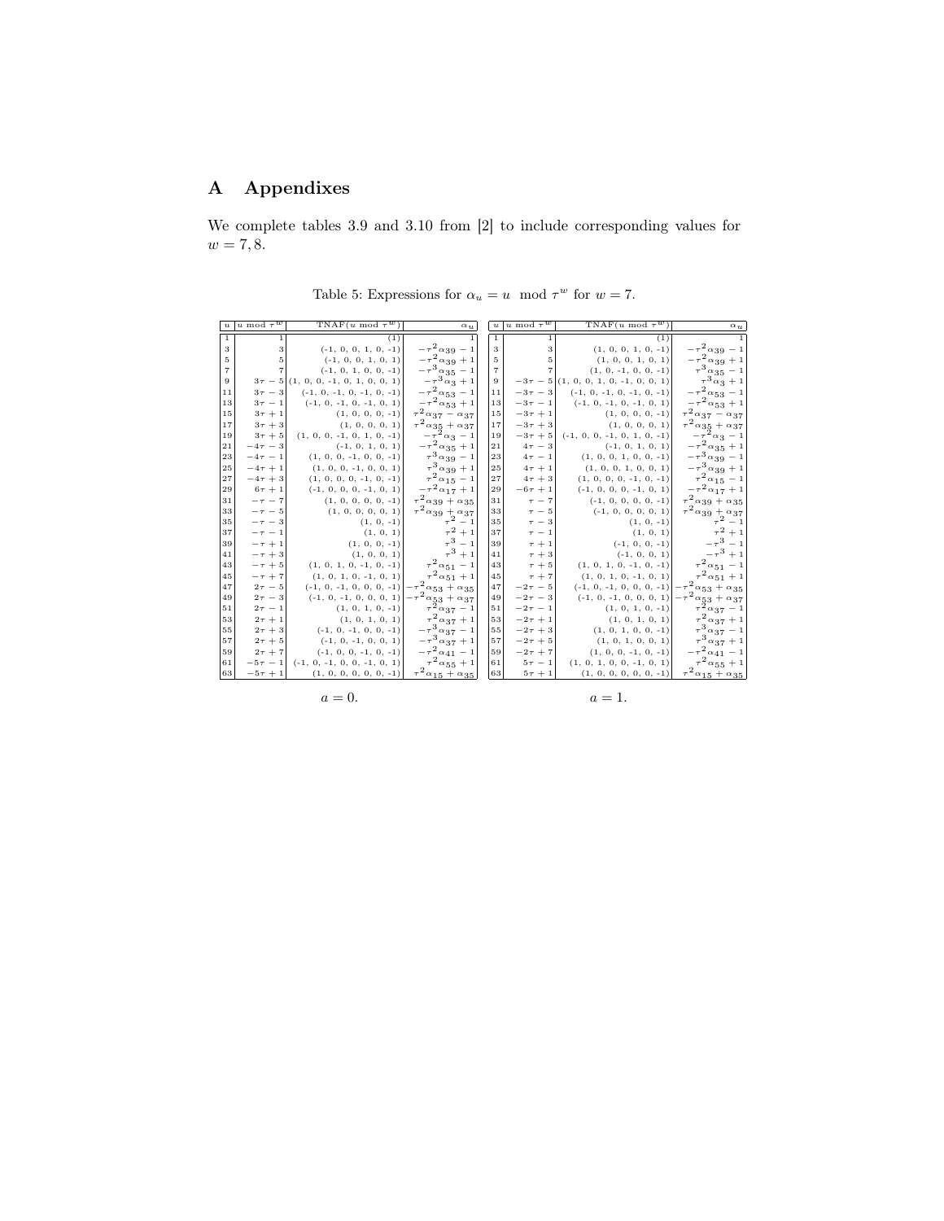# A Appendixes

We complete tables 3.9 and 3.10 from [2] to include corresponding values for $w = 7, 8$.

Table 5: Expressions for $\alpha_u = u \mod \tau^w$ for $w = 7$.

| $u$ | $u \mod \tau^w$ | TNAF($u \mod \tau^w$) | $\alpha_u$ |
|---|---|---|---|
| 1 | 1 | (1) | 1 |
| 3 | 3 | (-1, 0, 0, 1, 0, -1) | $-\tau^2\alpha_{39} - 1$ |
| 5 | 5 | (-1, 0, 0, 1, 0, 1) | $-\tau^2\alpha_{39} + 1$ |
| 7 | 7 | (-1, 0, 1, 0, 0, -1) | $-\tau^3\alpha_{35} - 1$ |
| 9 | $3\tau - 5$ | (1, 0, 0, -1, 0, 1, 0, 0, 1) | $-\tau^3\alpha_3 + 1$ |
| 11 | $3\tau - 3$ | (-1, 0, -1, 0, -1, 0, -1) | $-\tau^2\alpha_{53} - 1$ |
| 13 | $3\tau - 1$ | (-1, 0, -1, 0, -1, 0, 1) | $-\tau^2\alpha_{53} + 1$ |
| 15 | $3\tau + 1$ | (1, 0, 0, 0, 0, -1) | $\tau^2\alpha_{37} - \alpha_{37}$ |
| 17 | $3\tau + 3$ | (1, 0, 0, 0, 0, 1) | $\tau^2\alpha_{35} + \alpha_{37}$ |
| 19 | $3\tau + 5$ | (1, 0, 0, -1, 0, 1, 0, -1) | $-\tau^2\alpha_3 - 1$ |
| 21 | $-4\tau - 3$ | (-1, 0, 1, 0, 1) | $-\tau^2\alpha_{35} + 1$ |
| 23 | $-4\tau - 1$ | (1, 0, 0, -1, 0, 0, -1) | $\tau^3\alpha_{39} - 1$ |
| 25 | $-4\tau + 1$ | (1, 0, 0, -1, 0, 0, 1) | $\tau^3\alpha_{39} + 1$ |
| 27 | $-4\tau + 3$ | (1, 0, 0, 0, -1, 0, -1) | $\tau^2\alpha_{15} - 1$ |
| 29 | $6\tau + 1$ | (-1, 0, 0, 0, -1, 0, 1) | $-\tau^2\alpha_{17} + 1$ |
| 31 | $-\tau - 7$ | (1, 0, 0, 0, 0, 0, -1) | $\tau^2\alpha_{39} + \alpha_{35}$ |
| 33 | $-\tau - 5$ | (1, 0, 0, 0, 0, 0, 1) | $\tau^2\alpha_{39} + \alpha_{37}$ |
| 35 | $-\tau - 3$ | (1, 0, -1) | $\tau^2 - 1$ |
| 37 | $-\tau - 1$ | (1, 0, 1) | $\tau^2 + 1$ |
| 39 | $-\tau + 1$ | (1, 0, 0, -1) | $\tau^3 - 1$ |
| 41 | $-\tau + 3$ | (1, 0, 0, 1) | $\tau^3 + 1$ |
| 43 | $-\tau + 5$ | (1, 0, 1, 0, -1, 0, -1) | $\tau^2\alpha_{51} - 1$ |
| 45 | $-\tau + 7$ | (1, 0, 1, 0, -1, 0, 1) | $\tau^2\alpha_{51} + 1$ |
| 47 | $2\tau - 5$ | (-1, 0, -1, 0, 0, 0, -1) | $-\tau^2\alpha_{53} + \alpha_{35}$ |
| 49 | $2\tau - 3$ | (-1, 0, -1, 0, 0, 0, 1) | $-\tau^2\alpha_{53} + \alpha_{37}$ |
| 51 | $2\tau - 1$ | (1, 0, 1, 0, -1) | $\tau^2\alpha_{37} - 1$ |
| 53 | $2\tau + 1$ | (1, 0, 1, 0, 1) | $\tau^2\alpha_{37} + 1$ |
| 55 | $2\tau + 3$ | (-1, 0, -1, 0, 0, -1) | $-\tau^3\alpha_{37} - 1$ |
| 57 | $2\tau + 5$ | (-1, 0, -1, 0, 0, 1) | $-\tau^3\alpha_{37} + 1$ |
| 59 | $2\tau + 7$ | (-1, 0, 0, -1, 0, -1) | $-\tau^2\alpha_{41} - 1$ |
| 61 | $-5\tau - 1$ | (-1, 0, -1, 0, 0, -1, 0, 1) | $\tau^2\alpha_{55} + 1$ |
| 63 | $-5\tau + 1$ | (1, 0, 0, 0, 0, 0, 0, -1) | $\tau^2\alpha_{15} + \alpha_{35}$ |

$a = 0$.

| $u$ | $u \mod \tau^w$ | TNAF($u \mod \tau^w$) | $\alpha_u$ |
|---|---|---|---|
| 1 | 1 | (1) | 1 |
| 3 | 3 | (1, 0, 0, 1, 0, -1) | $-\tau^2\alpha_{39} - 1$ |
| 5 | 5 | (1, 0, 0, 1, 0, 1) | $-\tau^2\alpha_{39} + 1$ |
| 7 | 7 | (1, 0, -1, 0, 0, -1) | $\tau^3\alpha_{35} - 1$ |
| 9 | $-3\tau - 5$ | (1, 0, 0, 1, 0, -1, 0, 0, 1) | $\tau^3\alpha_3 + 1$ |
| 11 | $-3\tau - 3$ | (-1, 0, -1, 0, -1, 0, -1) | $-\tau^2\alpha_{53} - 1$ |
| 13 | $-3\tau - 1$ | (-1, 0, -1, 0, -1, 0, 1) | $-\tau^2\alpha_{53} + 1$ |
| 15 | $-3\tau + 1$ | (1, 0, 0, 0, 0, -1) | $\tau^2\alpha_{37} - \alpha_{37}$ |
| 17 | $-3\tau + 3$ | (1, 0, 0, 0, 0, 1) | $\tau^2\alpha_{35} + \alpha_{37}$ |
| 19 | $-3\tau + 5$ | (-1, 0, 0, -1, 0, 1, 0, -1) | $-\tau^2\alpha_3 - 1$ |
| 21 | $4\tau - 3$ | (-1, 0, 1, 0, 1) | $-\tau^2\alpha_{35} + 1$ |
| 23 | $4\tau - 1$ | (1, 0, 0, 1, 0, 0, -1) | $-\tau^3\alpha_{39} - 1$ |
| 25 | $4\tau + 1$ | (1, 0, 0, 1, 0, 0, 1) | $-\tau^3\alpha_{39} + 1$ |
| 27 | $4\tau + 3$ | (1, 0, 0, 0, -1, 0, -1) | $\tau^2\alpha_{15} - 1$ |
| 29 | $-6\tau + 1$ | (-1, 0, 0, 0, -1, 0, 1) | $-\tau^2\alpha_{17} + 1$ |
| 31 | $\tau - 7$ | (-1, 0, 0, 0, 0, 0, -1) | $\tau^2\alpha_{39} + \alpha_{35}$ |
| 33 | $\tau - 5$ | (-1, 0, 0, 0, 0, 0, 1) | $\tau^2\alpha_{39} + \alpha_{37}$ |
| 35 | $\tau - 3$ | (1, 0, -1) | $\tau^2 - 1$ |
| 37 | $\tau - 1$ | (1, 0, 1) | $\tau^2 + 1$ |
| 39 | $\tau + 1$ | (-1, 0, 0, -1) | $-\tau^3 - 1$ |
| 41 | $\tau + 3$ | (-1, 0, 0, 1) | $-\tau^3 + 1$ |
| 43 | $\tau + 5$ | (1, 0, 1, 0, -1, 0, -1) | $\tau^2\alpha_{51} - 1$ |
| 45 | $\tau + 7$ | (1, 0, 1, 0, -1, 0, 1) | $\tau^2\alpha_{51} + 1$ |
| 47 | $-2\tau - 5$ | (-1, 0, -1, 0, 0, 0, -1) | $-\tau^2\alpha_{53} + \alpha_{35}$ |
| 49 | $-2\tau - 3$ | (-1, 0, -1, 0, 0, 0, 1) | $-\tau^2\alpha_{53} + \alpha_{37}$ |
| 51 | $-2\tau - 1$ | (1, 0, 1, 0, -1) | $\tau^2\alpha_{37} - 1$ |
| 53 | $-2\tau + 1$ | (1, 0, 1, 0, 1) | $\tau^2\alpha_{37} + 1$ |
| 55 | $-2\tau + 3$ | (1, 0, 1, 0, 0, -1) | $\tau^3\alpha_{37} - 1$ |
| 57 | $-2\tau + 5$ | (1, 0, 1, 0, 0, 1) | $\tau^3\alpha_{37} + 1$ |
| 59 | $-2\tau + 7$ | (1, 0, 0, -1, 0, -1) | $-\tau^2\alpha_{41} - 1$ |
| 61 | $5\tau - 1$ | (1, 0, 1, 0, 0, -1, 0, 1) | $\tau^2\alpha_{55} + 1$ |
| 63 | $5\tau + 1$ | (1, 0, 0, 0, 0, 0, 0, -1) | $\tau^2\alpha_{15} + \alpha_{35}$ |

$a = 1$.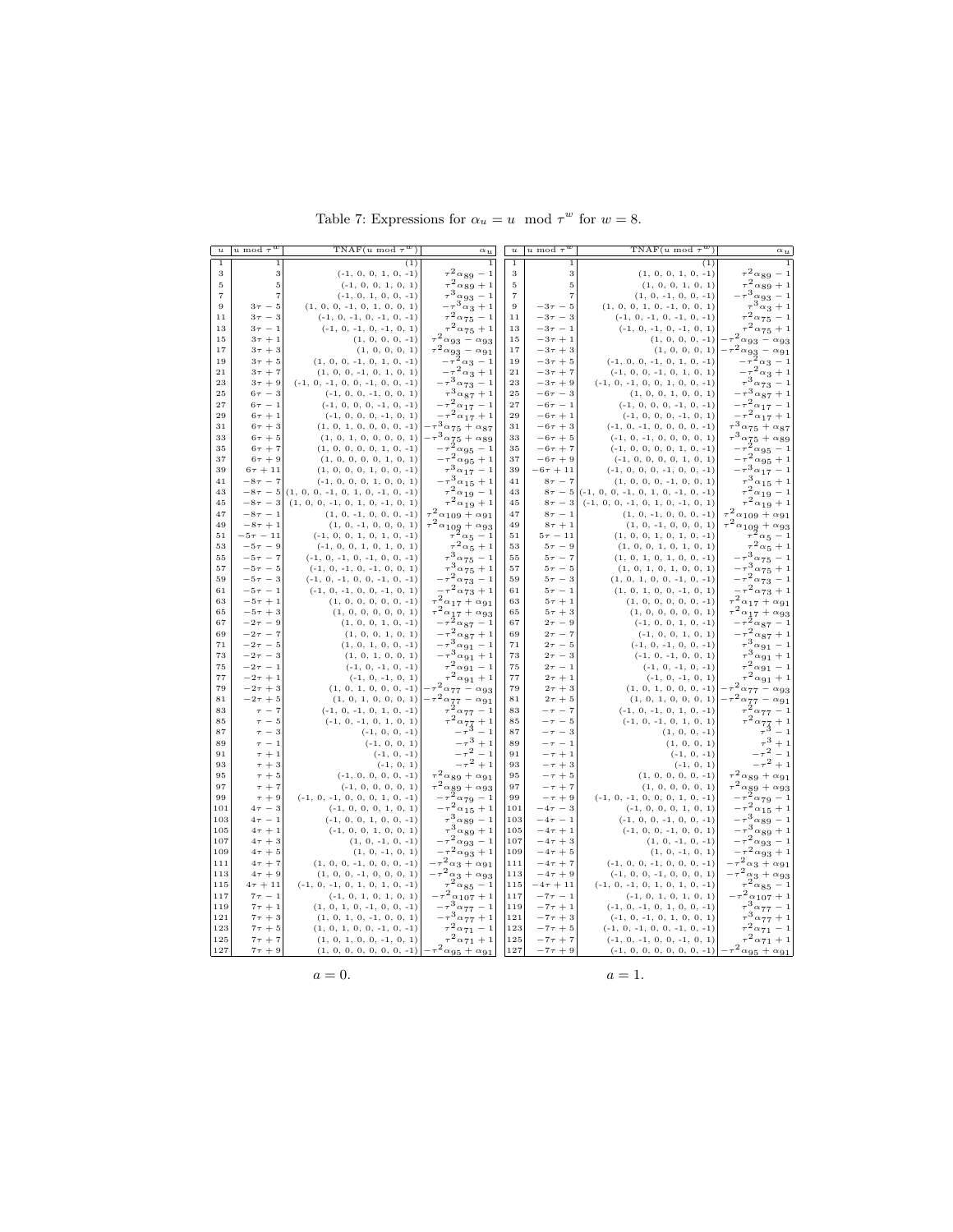Table 7: Expressions for $\alpha_u = u \mod \tau^w$ for $w = 8$.

| $u$ | $u \bmod \tau^w$ | TNAF($u \bmod \tau^w$) | $\alpha_u$ |
|---|---|---|---|
| 1 | 1 | (1) | 1 |
| 3 | 3 | (-1, 0, 0, 1, 0, -1) | $\tau^2\alpha_{89} - 1$ |
| 5 | 5 | (-1, 0, 0, 1, 0, 1) | $\tau^2\alpha_{89} + 1$ |
| 7 | 7 | (-1, 0, 1, 0, 0, -1) | $\tau^3\alpha_{93} - 1$ |
| 9 | $3\tau - 5$ | (1, 0, 0, -1, 0, 1, 0, 0, 1) | $-\tau^3\alpha_3 + 1$ |
| 11 | $3\tau - 3$ | (-1, 0, -1, 0, -1, 0, -1) | $\tau^2\alpha_{75} - 1$ |
| 13 | $3\tau - 1$ | (-1, 0, -1, 0, -1, 0, 1) | $\tau^2\alpha_{75} + 1$ |
| 15 | $3\tau + 1$ | (1, 0, 0, 0, -1) | $\tau^2\alpha_{93} - \alpha_{93}$ |
| 17 | $3\tau + 3$ | (1, 0, 0, 0, 1) | $\tau^2\alpha_{93} - \alpha_{91}$ |
| 19 | $3\tau + 5$ | (1, 0, 0, -1, 0, 1, 0, -1) | $-\tau^2\alpha_3 - 1$ |
| 21 | $3\tau + 7$ | (1, 0, 0, -1, 0, 1, 0, 1) | $-\tau^2\alpha_3 + 1$ |
| 23 | $3\tau + 9$ | (-1, 0, -1, 0, 0, -1, 0, 0, -1) | $-\tau^3\alpha_{73} - 1$ |
| 25 | $6\tau - 3$ | (-1, 0, 0, -1, 0, 0, 1) | $\tau^3\alpha_{87} + 1$ |
| 27 | $6\tau - 1$ | (-1, 0, 0, 0, -1, 0, -1) | $-\tau^2\alpha_{17} - 1$ |
| 29 | $6\tau + 1$ | (-1, 0, 0, 0, -1, 0, 1) | $-\tau^2\alpha_{17} + 1$ |
| 31 | $6\tau + 3$ | (1, 0, 1, 0, 0, 0, 0, -1) | $-\tau^3\alpha_{75} + \alpha_{87}$ |
| 33 | $6\tau + 5$ | (1, 0, 1, 0, 0, 0, 0, 1) | $-\tau^3\alpha_{75} + \alpha_{89}$ |
| 35 | $6\tau + 7$ | (1, 0, 0, 0, 0, 1, 0, -1) | $-\tau^2\alpha_{95} - 1$ |
| 37 | $6\tau + 9$ | (1, 0, 0, 0, 0, 1, 0, 1) | $-\tau^2\alpha_{95} + 1$ |
| 39 | $6\tau + 11$ | (1, 0, 0, 0, 1, 0, 0, -1) | $\tau^3\alpha_{17} - 1$ |
| 41 | $-8\tau - 7$ | (-1, 0, 0, 0, 1, 0, 0, 1) | $-\tau^3\alpha_{15} + 1$ |
| 43 | $-8\tau - 5$ | (1, 0, 0, -1, 0, 1, 0, -1, 0, -1) | $\tau^2\alpha_{19} - 1$ |
| 45 | $-8\tau - 3$ | (1, 0, 0, -1, 0, 1, 0, -1, 0, 1) | $\tau^2\alpha_{19} + 1$ |
| 47 | $-8\tau - 1$ | (1, 0, -1, 0, 0, 0, -1) | $\tau^2\alpha_{109} + \alpha_{91}$ |
| 49 | $-8\tau + 1$ | (1, 0, -1, 0, 0, 0, 1) | $\tau^2\alpha_{109} + \alpha_{93}$ |
| 51 | $-5\tau - 11$ | (-1, 0, 0, 1, 0, 1, 0, -1) | $\tau^2\alpha_5 - 1$ |
| 53 | $-5\tau - 9$ | (-1, 0, 0, 1, 0, 1, 0, 1) | $\tau^2\alpha_5 + 1$ |
| 55 | $-5\tau - 7$ | (-1, 0, -1, 0, -1, 0, 0, -1) | $\tau^3\alpha_{75} - 1$ |
| 57 | $-5\tau - 5$ | (-1, 0, -1, 0, -1, 0, 0, 1) | $\tau^3\alpha_{75} + 1$ |
| 59 | $-5\tau - 3$ | (-1, 0, -1, 0, 0, -1, 0, -1) | $-\tau^2\alpha_{73} - 1$ |
| 61 | $-5\tau - 1$ | (-1, 0, -1, 0, 0, -1, 0, 1) | $-\tau^2\alpha_{73} + 1$ |
| 63 | $-5\tau + 1$ | (1, 0, 0, 0, 0, 0, 0, -1) | $\tau^2\alpha_{17} + \alpha_{91}$ |
| 65 | $-5\tau + 3$ | (1, 0, 0, 0, 0, 0, 0, 1) | $\tau^2\alpha_{17} + \alpha_{93}$ |
| 67 | $-2\tau - 9$ | (1, 0, 0, 1, 0, -1) | $-\tau^2\alpha_{87} - 1$ |
| 69 | $-2\tau - 7$ | (1, 0, 0, 1, 0, 1) | $-\tau^2\alpha_{87} + 1$ |
| 71 | $-2\tau - 5$ | (1, 0, 1, 0, 0, -1) | $-\tau^3\alpha_{91} - 1$ |
| 73 | $-2\tau - 3$ | (1, 0, 1, 0, 0, 1) | $-\tau^3\alpha_{91} + 1$ |
| 75 | $-2\tau - 1$ | (-1, 0, -1, 0, -1) | $\tau^2\alpha_{91} - 1$ |
| 77 | $-2\tau + 1$ | (-1, 0, -1, 0, 1) | $\tau^2\alpha_{91} + 1$ |
| 79 | $-2\tau + 3$ | (1, 0, 1, 0, 0, 0, -1) | $-\tau^2\alpha_{77} - \alpha_{93}$ |
| 81 | $-2\tau + 5$ | (1, 0, 1, 0, 0, 0, 1) | $-\tau^2\alpha_{77} - \alpha_{91}$ |
| 83 | $\tau - 7$ | (-1, 0, -1, 0, 1, 0, -1) | $\tau^2\alpha_{77} - 1$ |
| 85 | $\tau - 5$ | (-1, 0, -1, 0, 1, 0, 1) | $\tau^2\alpha_{77} + 1$ |
| 87 | $\tau - 3$ | (-1, 0, 0, -1) | $-\tau^3 - 1$ |
| 89 | $\tau - 1$ | (-1, 0, 0, 1) | $-\tau^3 + 1$ |
| 91 | $\tau + 1$ | (-1, 0, -1) | $-\tau^2 - 1$ |
| 93 | $\tau + 3$ | (-1, 0, 1) | $-\tau^2 + 1$ |
| 95 | $\tau + 5$ | (-1, 0, 0, 0, 0, -1) | $\tau^2\alpha_{89} + \alpha_{91}$ |
| 97 | $\tau + 7$ | (-1, 0, 0, 0, 0, 1) | $\tau^2\alpha_{89} + \alpha_{93}$ |
| 99 | $\tau + 9$ | (-1, 0, -1, 0, 0, 0, 1, 0, -1) | $-\tau^2\alpha_{79} - 1$ |
| 101 | $4\tau - 3$ | (-1, 0, 0, 0, 0, 1, 0, 1) | $-\tau^2\alpha_{15} + 1$ |
| 103 | $4\tau - 1$ | (-1, 0, 0, 1, 0, 0, -1) | $\tau^3\alpha_{89} - 1$ |
| 105 | $4\tau + 1$ | (-1, 0, 0, 1, 0, 0, 1) | $\tau^3\alpha_{89} + 1$ |
| 107 | $4\tau + 3$ | (1, 0, -1, 0, -1) | $-\tau^2\alpha_{93} - 1$ |
| 109 | $4\tau + 5$ | (1, 0, -1, 0, 1) | $-\tau^2\alpha_{93} + 1$ |
| 111 | $4\tau + 7$ | (1, 0, 0, -1, 0, 0, 0, -1) | $-\tau^2\alpha_3 + \alpha_{91}$ |
| 113 | $4\tau + 9$ | (1, 0, 0, -1, 0, 0, 0, 1) | $-\tau^2\alpha_3 + \alpha_{93}$ |
| 115 | $4\tau + 11$ | (-1, 0, -1, 0, 1, 0, 1, 0, -1) | $\tau^2\alpha_{85} - 1$ |
| 117 | $7\tau - 1$ | (-1, 0, 1, 0, -1, 0, 1) | $-\tau^2\alpha_{107} + 1$ |
| 119 | $7\tau + 1$ | (1, 0, 1, 0, -1, 0, 0, -1) | $-\tau^3\alpha_{77} - 1$ |
| 121 | $7\tau + 3$ | (1, 0, 1, 0, -1, 0, 0, 1) | $-\tau^3\alpha_{77} + 1$ |
| 123 | $7\tau + 5$ | (1, 0, 1, 0, 0, -1, 0, -1) | $\tau^2\alpha_{71} - 1$ |
| 125 | $7\tau + 7$ | (1, 0, 1, 0, 0, -1, 0, 1) | $\tau^2\alpha_{71} + 1$ |
| 127 | $7\tau + 9$ | (1, 0, 0, 0, 0, 0, 0, 0, -1) | $-\tau^2\alpha_{95} + \alpha_{91}$ |

$a = 0$.

| $u$ | $u \bmod \tau^w$ | TNAF($u \bmod \tau^w$) | $\alpha_u$ |
|---|---|---|---|
| 1 | 1 | (1) | 1 |
| 3 | 3 | (1, 0, 0, 1, 0, -1) | $\tau^2\alpha_{89} - 1$ |
| 5 | 5 | (1, 0, 0, 1, 0, 1) | $\tau^2\alpha_{89} + 1$ |
| 7 | 7 | (1, 0, -1, 0, 0, -1) | $-\tau^3\alpha_{93} - 1$ |
| 9 | $-3\tau - 5$ | (1, 0, 0, 1, 0, -1, 0, 0, 1) | $\tau^3\alpha_3 + 1$ |
| 11 | $-3\tau - 3$ | (-1, 0, -1, 0, -1, 0, -1) | $\tau^2\alpha_{75} - 1$ |
| 13 | $-3\tau - 1$ | (-1, 0, -1, 0, -1, 0, 1) | $\tau^2\alpha_{75} + 1$ |
| 15 | $-3\tau + 1$ | (1, 0, 0, 0, -1) | $-\tau^2\alpha_{93} - \alpha_{93}$ |
| 17 | $-3\tau + 3$ | (1, 0, 0, 0, 1) | $-\tau^2\alpha_{93} - \alpha_{91}$ |
| 19 | $-3\tau + 5$ | (-1, 0, 0, -1, 0, 1, 0, -1) | $-\tau^2\alpha_3 - 1$ |
| 21 | $-3\tau + 7$ | (-1, 0, 0, -1, 0, 1, 0, 1) | $-\tau^2\alpha_3 + 1$ |
| 23 | $-3\tau + 9$ | (-1, 0, -1, 0, 0, 1, 0, 0, -1) | $\tau^3\alpha_{73} - 1$ |
| 25 | $-6\tau - 3$ | (1, 0, 0, 1, 0, 0, 1) | $-\tau^3\alpha_{87} + 1$ |
| 27 | $-6\tau - 1$ | (-1, 0, 0, 0, -1, 0, -1) | $-\tau^2\alpha_{17} - 1$ |
| 29 | $-6\tau + 1$ | (-1, 0, 0, 0, -1, 0, 1) | $-\tau^2\alpha_{17} + 1$ |
| 31 | $-6\tau + 3$ | (-1, 0, -1, 0, 0, 0, 0, -1) | $\tau^3\alpha_{75} + \alpha_{87}$ |
| 33 | $-6\tau + 5$ | (-1, 0, -1, 0, 0, 0, 0, 1) | $\tau^3\alpha_{75} + \alpha_{89}$ |
| 35 | $-6\tau + 7$ | (-1, 0, 0, 0, 0, 1, 0, -1) | $-\tau^2\alpha_{95} - 1$ |
| 37 | $-6\tau + 9$ | (-1, 0, 0, 0, 0, 1, 0, 1) | $-\tau^2\alpha_{95} + 1$ |
| 39 | $-6\tau + 11$ | (-1, 0, 0, 0, -1, 0, 0, -1) | $-\tau^3\alpha_{17} - 1$ |
| 41 | $8\tau - 7$ | (1, 0, 0, 0, -1, 0, 0, 1) | $\tau^3\alpha_{15} + 1$ |
| 43 | $8\tau - 5$ | (-1, 0, 0, -1, 0, 1, 0, -1, 0, -1) | $\tau^2\alpha_{19} - 1$ |
| 45 | $8\tau - 3$ | (-1, 0, 0, -1, 0, 1, 0, -1, 0, 1) | $\tau^2\alpha_{19} + 1$ |
| 47 | $8\tau - 1$ | (1, 0, -1, 0, 0, 0, -1) | $\tau^2\alpha_{109} + \alpha_{91}$ |
| 49 | $8\tau + 1$ | (1, 0, -1, 0, 0, 0, 1) | $\tau^2\alpha_{109} + \alpha_{93}$ |
| 51 | $5\tau - 11$ | (1, 0, 0, 1, 0, 1, 0, -1) | $\tau^2\alpha_5 - 1$ |
| 53 | $5\tau - 9$ | (1, 0, 0, 1, 0, 1, 0, 1) | $\tau^2\alpha_5 + 1$ |
| 55 | $5\tau - 7$ | (1, 0, 1, 0, 1, 0, 0, -1) | $-\tau^3\alpha_{75} - 1$ |
| 57 | $5\tau - 5$ | (1, 0, 1, 0, 1, 0, 0, 1) | $-\tau^3\alpha_{75} + 1$ |
| 59 | $5\tau - 3$ | (1, 0, 1, 0, 0, -1, 0, -1) | $-\tau^2\alpha_{73} - 1$ |
| 61 | $5\tau - 1$ | (1, 0, 1, 0, 0, -1, 0, 1) | $-\tau^2\alpha_{73} + 1$ |
| 63 | $5\tau + 1$ | (1, 0, 0, 0, 0, 0, 0, -1) | $\tau^2\alpha_{17} + \alpha_{91}$ |
| 65 | $5\tau + 3$ | (1, 0, 0, 0, 0, 0, 0, 1) | $\tau^2\alpha_{17} + \alpha_{93}$ |
| 67 | $2\tau - 9$ | (-1, 0, 0, 1, 0, -1) | $-\tau^2\alpha_{87} - 1$ |
| 69 | $2\tau - 7$ | (-1, 0, 0, 1, 0, 1) | $-\tau^2\alpha_{87} + 1$ |
| 71 | $2\tau - 5$ | (-1, 0, -1, 0, 0, -1) | $\tau^3\alpha_{91} - 1$ |
| 73 | $2\tau - 3$ | (-1, 0, -1, 0, 0, 1) | $\tau^3\alpha_{91} + 1$ |
| 75 | $2\tau - 1$ | (-1, 0, -1, 0, -1) | $\tau^2\alpha_{91} - 1$ |
| 77 | $2\tau + 1$ | (-1, 0, -1, 0, 1) | $\tau^2\alpha_{91} + 1$ |
| 79 | $2\tau + 3$ | (1, 0, 1, 0, 0, 0, -1) | $-\tau^2\alpha_{77} - \alpha_{93}$ |
| 81 | $2\tau + 5$ | (1, 0, 1, 0, 0, 0, 1) | $-\tau^2\alpha_{77} - \alpha_{91}$ |
| 83 | $-\tau - 7$ | (-1, 0, -1, 0, 1, 0, -1) | $\tau^2\alpha_{77} - 1$ |
| 85 | $-\tau - 5$ | (-1, 0, -1, 0, 1, 0, 1) | $\tau^2\alpha_{77} + 1$ |
| 87 | $-\tau - 3$ | (1, 0, 0, -1) | $\tau^3 - 1$ |
| 89 | $-\tau - 1$ | (1, 0, 0, 1) | $\tau^3 + 1$ |
| 91 | $-\tau + 1$ | (-1, 0, -1) | $-\tau^2 - 1$ |
| 93 | $-\tau + 3$ | (-1, 0, 1) | $-\tau^2 + 1$ |
| 95 | $-\tau + 5$ | (1, 0, 0, 0, 0, -1) | $\tau^2\alpha_{89} + \alpha_{91}$ |
| 97 | $-\tau + 7$ | (1, 0, 0, 0, 0, 1) | $\tau^2\alpha_{89} + \alpha_{93}$ |
| 99 | $-\tau + 9$ | (-1, 0, -1, 0, 0, 0, 1, 0, -1) | $-\tau^2\alpha_{79} - 1$ |
| 101 | $-4\tau - 3$ | (-1, 0, 0, 0, 0, 1, 0, 1) | $-\tau^2\alpha_{15} + 1$ |
| 103 | $-4\tau - 1$ | (-1, 0, 0, -1, 0, 0, -1) | $-\tau^3\alpha_{89} - 1$ |
| 105 | $-4\tau + 1$ | (-1, 0, 0, -1, 0, 0, 1) | $-\tau^3\alpha_{89} + 1$ |
| 107 | $-4\tau + 3$ | (1, 0, -1, 0, -1) | $-\tau^2\alpha_{93} - 1$ |
| 109 | $-4\tau + 5$ | (1, 0, -1, 0, 1) | $-\tau^2\alpha_{93} + 1$ |
| 111 | $-4\tau + 7$ | (-1, 0, 0, -1, 0, 0, 0, -1) | $-\tau^2\alpha_3 + \alpha_{91}$ |
| 113 | $-4\tau + 9$ | (-1, 0, 0, -1, 0, 0, 0, 1) | $-\tau^2\alpha_3 + \alpha_{93}$ |
| 115 | $-4\tau + 11$ | (-1, 0, -1, 0, 1, 0, 1, 0, -1) | $\tau^2\alpha_{85} - 1$ |
| 117 | $-7\tau - 1$ | (-1, 0, 1, 0, 1, 0, 1) | $-\tau^2\alpha_{107} + 1$ |
| 119 | $-7\tau + 1$ | (-1, 0, -1, 0, 1, 0, 0, -1) | $\tau^3\alpha_{77} - 1$ |
| 121 | $-7\tau + 3$ | (-1, 0, -1, 0, 1, 0, 0, 1) | $\tau^3\alpha_{77} + 1$ |
| 123 | $-7\tau + 5$ | (-1, 0, -1, 0, 0, -1, 0, -1) | $\tau^2\alpha_{71} - 1$ |
| 125 | $-7\tau + 7$ | (-1, 0, -1, 0, 0, -1, 0, 1) | $\tau^2\alpha_{71} + 1$ |
| 127 | $-7\tau + 9$ | (-1, 0, 0, 0, 0, 0, 0, 0, -1) | $-\tau^2\alpha_{95} + \alpha_{91}$ |

$a = 1$.